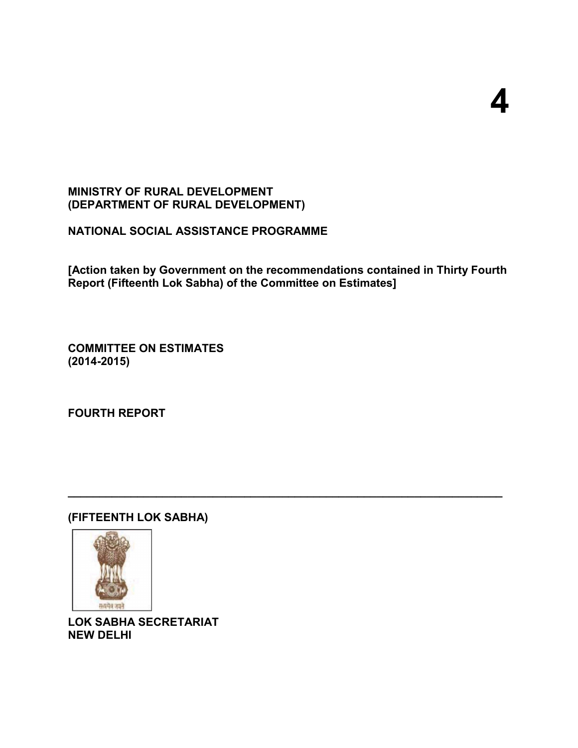# 4

**MINISTRY OF RURAL DEVELOPMENT**
**(DEPARTMENT OF RURAL DEVELOPMENT)**

**NATIONAL SOCIAL ASSISTANCE PROGRAMME**

**[Action taken by Government on the recommendations contained in Thirty Fourth Report (Fifteenth Lok Sabha) of the Committee on Estimates]**

**COMMITTEE ON ESTIMATES**
**(2014-2015)**

**FOURTH REPORT**

---

**(FIFTEENTH LOK SABHA)**

**LOK SABHA SECRETARIAT**
**NEW DELHI**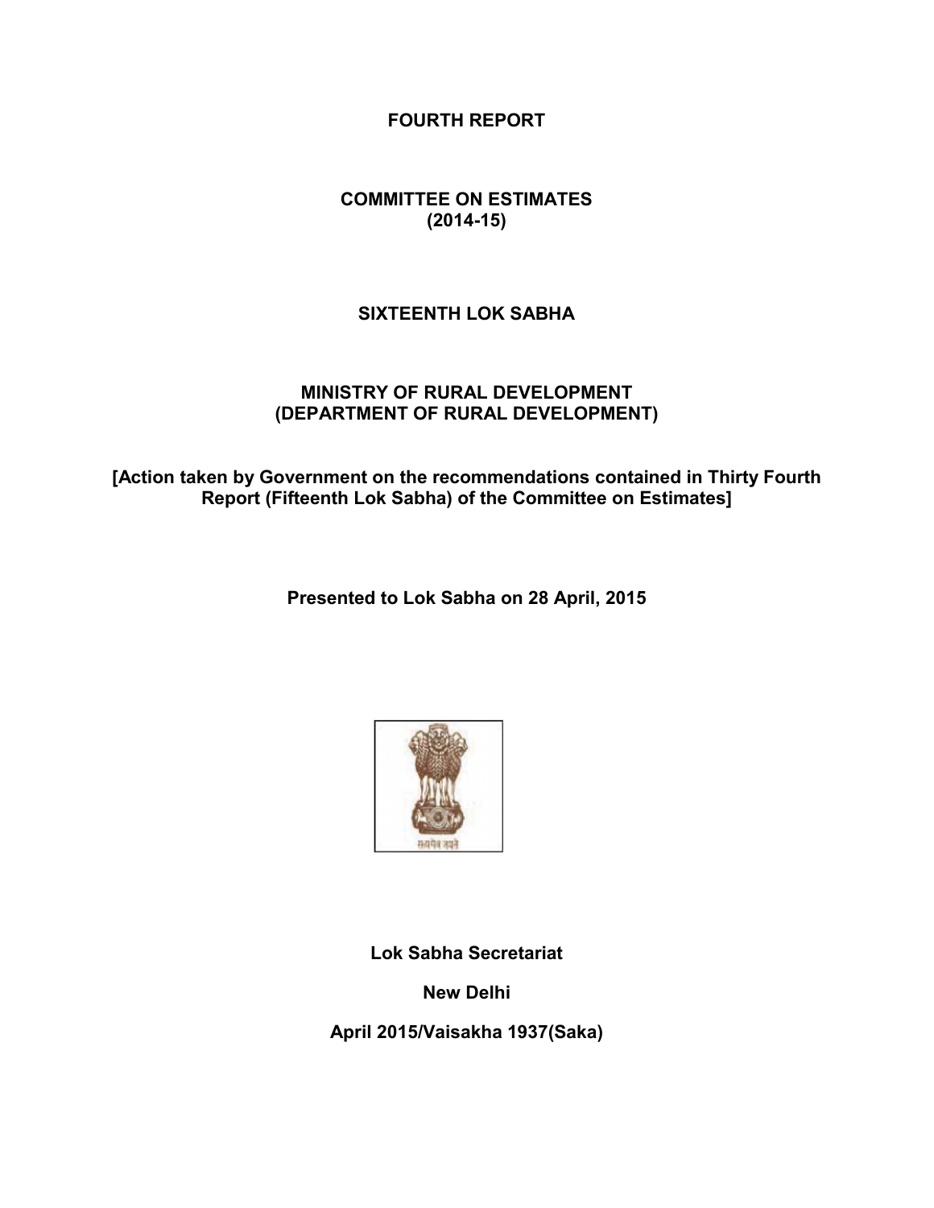# FOURTH REPORT

## COMMITTEE ON ESTIMATES
## (2014-15)

## SIXTEENTH LOK SABHA

## MINISTRY OF RURAL DEVELOPMENT
## (DEPARTMENT OF RURAL DEVELOPMENT)

**[Action taken by Government on the recommendations contained in Thirty Fourth Report (Fifteenth Lok Sabha) of the Committee on Estimates]**

**Presented to Lok Sabha on 28 April, 2015**

**Lok Sabha Secretariat**

**New Delhi**

**April 2015/Vaisakha 1937(Saka)**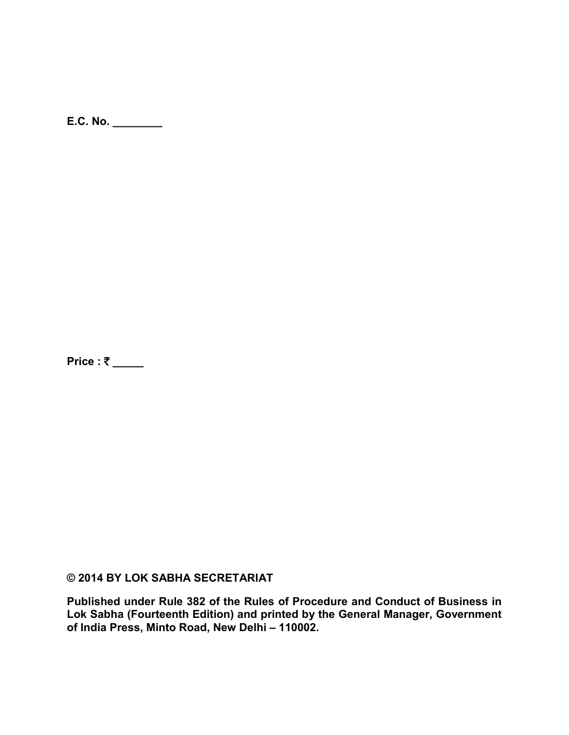**E.C. No. ________**

**Price : ₹ _____**

**© 2014 BY LOK SABHA SECRETARIAT**

**Published under Rule 382 of the Rules of Procedure and Conduct of Business in Lok Sabha (Fourteenth Edition) and printed by the General Manager, Government of India Press, Minto Road, New Delhi – 110002.**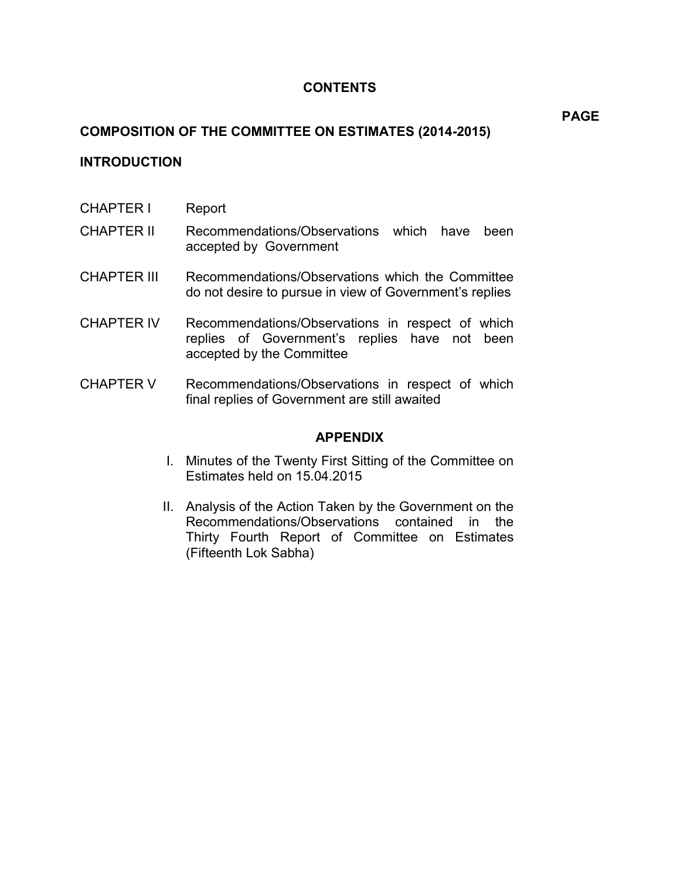# CONTENTS

**PAGE**

**COMPOSITION OF THE COMMITTEE ON ESTIMATES (2014-2015)**

**INTRODUCTION**

| | |
|---|---|
| CHAPTER I | Report |
| CHAPTER II | Recommendations/Observations which have been accepted by Government |
| CHAPTER III | Recommendations/Observations which the Committee do not desire to pursue in view of Government's replies |
| CHAPTER IV | Recommendations/Observations in respect of which replies of Government's replies have not been accepted by the Committee |
| CHAPTER V | Recommendations/Observations in respect of which final replies of Government are still awaited |

## APPENDIX

I. Minutes of the Twenty First Sitting of the Committee on Estimates held on 15.04.2015

II. Analysis of the Action Taken by the Government on the Recommendations/Observations contained in the Thirty Fourth Report of Committee on Estimates (Fifteenth Lok Sabha)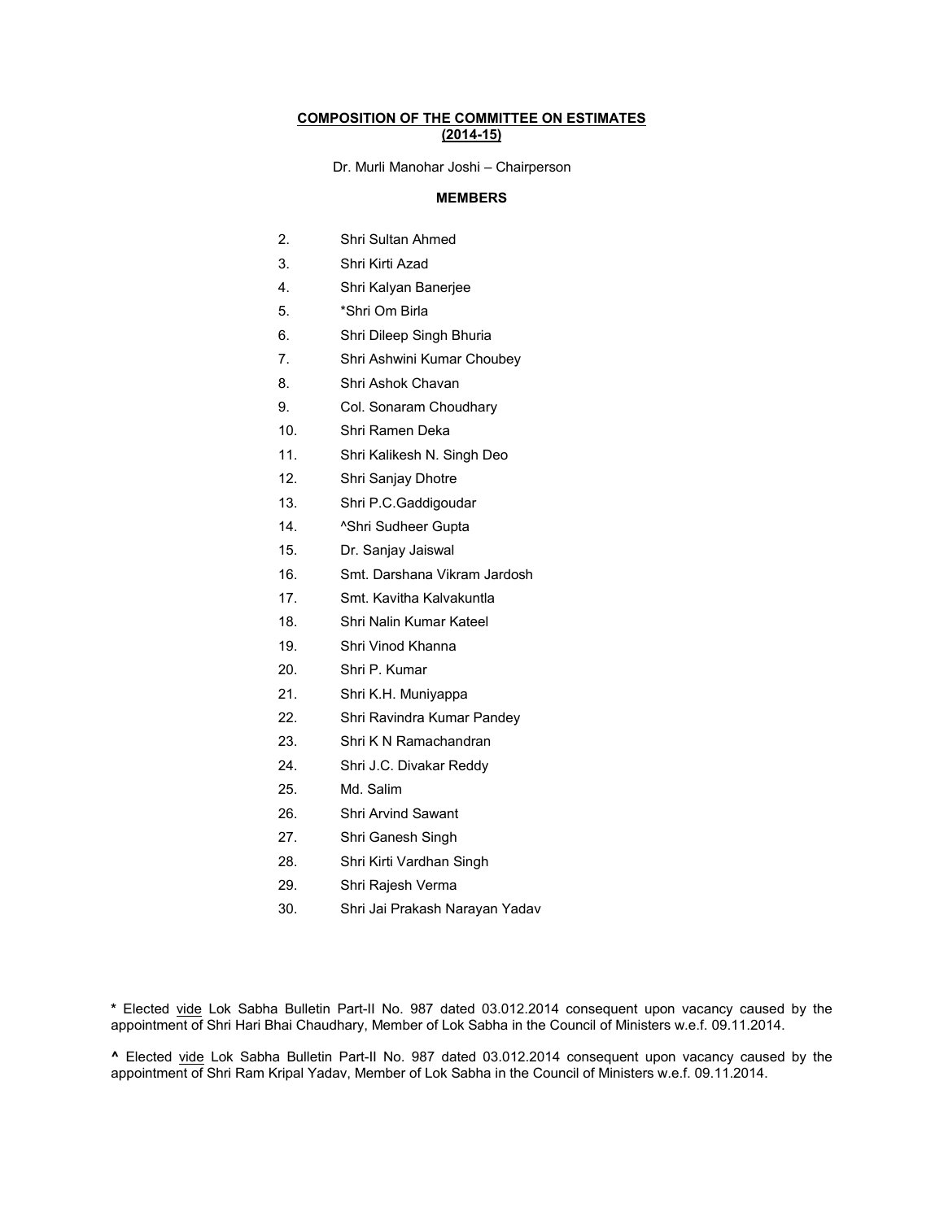**COMPOSITION OF THE COMMITTEE ON ESTIMATES**
**(2014-15)**

Dr. Murli Manohar Joshi – Chairperson

**MEMBERS**

2. Shri Sultan Ahmed
3. Shri Kirti Azad
4. Shri Kalyan Banerjee
5. *Shri Om Birla
6. Shri Dileep Singh Bhuria
7. Shri Ashwini Kumar Choubey
8. Shri Ashok Chavan
9. Col. Sonaram Choudhary
10. Shri Ramen Deka
11. Shri Kalikesh N. Singh Deo
12. Shri Sanjay Dhotre
13. Shri P.C.Gaddigoudar
14. ^Shri Sudheer Gupta
15. Dr. Sanjay Jaiswal
16. Smt. Darshana Vikram Jardosh
17. Smt. Kavitha Kalvakuntla
18. Shri Nalin Kumar Kateel
19. Shri Vinod Khanna
20. Shri P. Kumar
21. Shri K.H. Muniyappa
22. Shri Ravindra Kumar Pandey
23. Shri K N Ramachandran
24. Shri J.C. Divakar Reddy
25. Md. Salim
26. Shri Arvind Sawant
27. Shri Ganesh Singh
28. Shri Kirti Vardhan Singh
29. Shri Rajesh Verma
30. Shri Jai Prakash Narayan Yadav

**\*** Elected vide Lok Sabha Bulletin Part-II No. 987 dated 03.012.2014 consequent upon vacancy caused by the appointment of Shri Hari Bhai Chaudhary, Member of Lok Sabha in the Council of Ministers w.e.f. 09.11.2014.

**^** Elected vide Lok Sabha Bulletin Part-II No. 987 dated 03.012.2014 consequent upon vacancy caused by the appointment of Shri Ram Kripal Yadav, Member of Lok Sabha in the Council of Ministers w.e.f. 09.11.2014.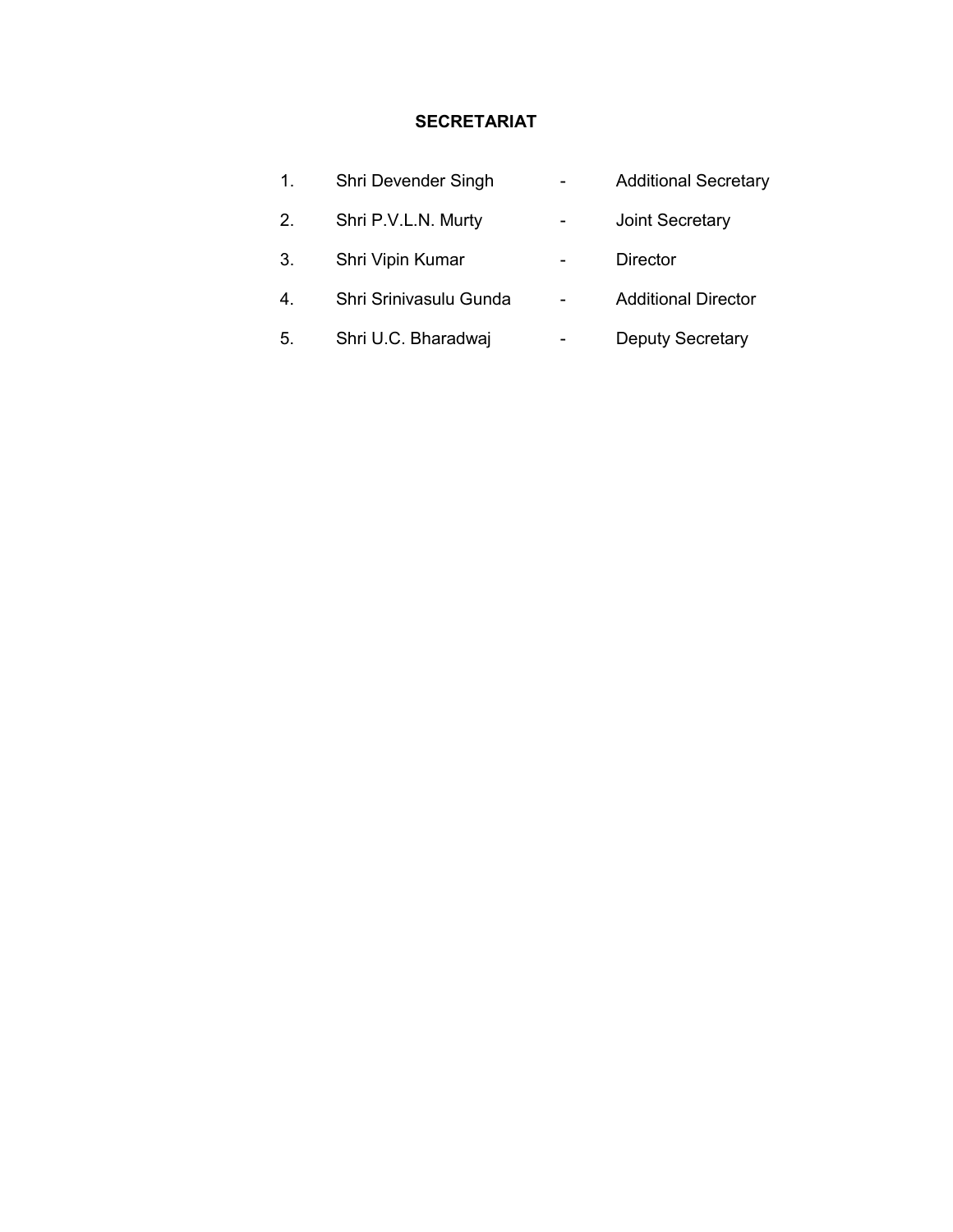## SECRETARIAT

1. Shri Devender Singh - Additional Secretary
2. Shri P.V.L.N. Murty - Joint Secretary
3. Shri Vipin Kumar - Director
4. Shri Srinivasulu Gunda - Additional Director
5. Shri U.C. Bharadwaj - Deputy Secretary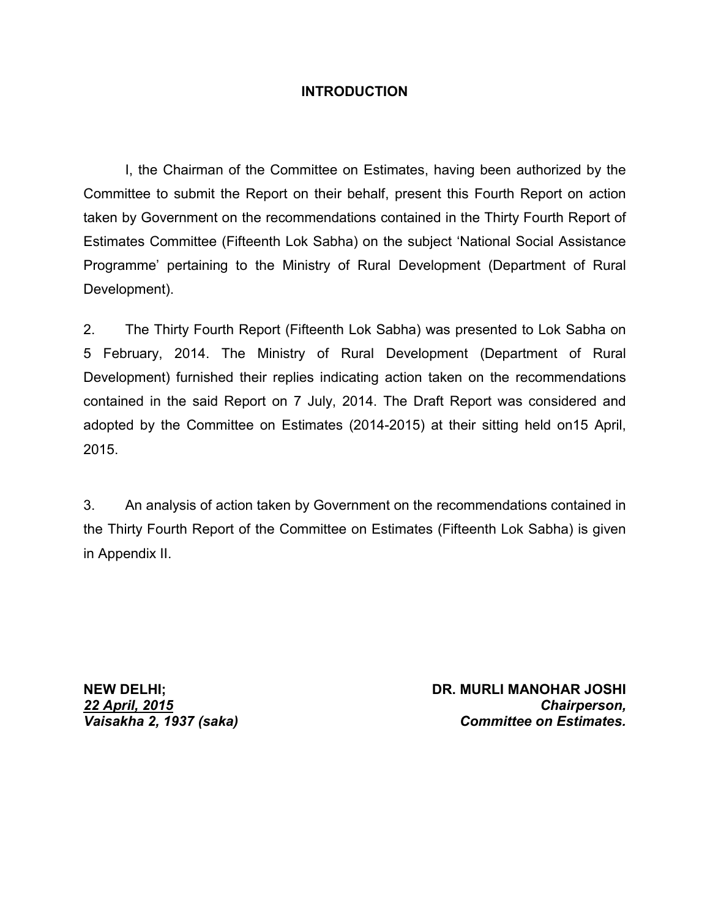## INTRODUCTION

I, the Chairman of the Committee on Estimates, having been authorized by the Committee to submit the Report on their behalf, present this Fourth Report on action taken by Government on the recommendations contained in the Thirty Fourth Report of Estimates Committee (Fifteenth Lok Sabha) on the subject 'National Social Assistance Programme' pertaining to the Ministry of Rural Development (Department of Rural Development).

2. The Thirty Fourth Report (Fifteenth Lok Sabha) was presented to Lok Sabha on 5 February, 2014. The Ministry of Rural Development (Department of Rural Development) furnished their replies indicating action taken on the recommendations contained in the said Report on 7 July, 2014. The Draft Report was considered and adopted by the Committee on Estimates (2014-2015) at their sitting held on15 April, 2015.

3. An analysis of action taken by Government on the recommendations contained in the Thirty Fourth Report of the Committee on Estimates (Fifteenth Lok Sabha) is given in Appendix II.

**NEW DELHI;**
***22 April, 2015***
***Vaisakha 2, 1937 (saka)***

**DR. MURLI MANOHAR JOSHI**
***Chairperson,***
***Committee on Estimates.***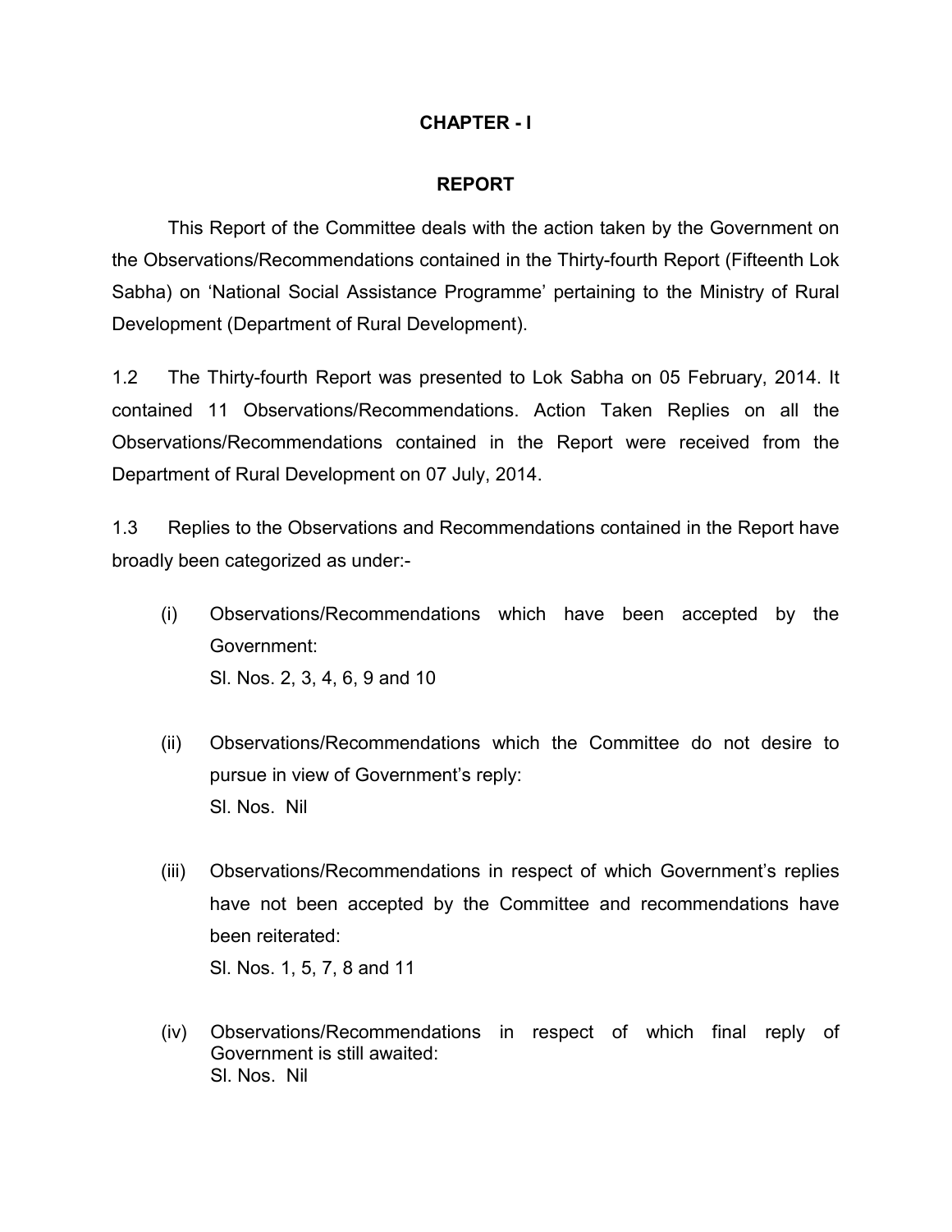# CHAPTER - I

## REPORT

This Report of the Committee deals with the action taken by the Government on the Observations/Recommendations contained in the Thirty-fourth Report (Fifteenth Lok Sabha) on 'National Social Assistance Programme' pertaining to the Ministry of Rural Development (Department of Rural Development).

1.2 The Thirty-fourth Report was presented to Lok Sabha on 05 February, 2014. It contained 11 Observations/Recommendations. Action Taken Replies on all the Observations/Recommendations contained in the Report were received from the Department of Rural Development on 07 July, 2014.

1.3 Replies to the Observations and Recommendations contained in the Report have broadly been categorized as under:-

(i) Observations/Recommendations which have been accepted by the Government:
Sl. Nos. 2, 3, 4, 6, 9 and 10

(ii) Observations/Recommendations which the Committee do not desire to pursue in view of Government's reply:
Sl. Nos. Nil

(iii) Observations/Recommendations in respect of which Government's replies have not been accepted by the Committee and recommendations have been reiterated:
Sl. Nos. 1, 5, 7, 8 and 11

(iv) Observations/Recommendations in respect of which final reply of Government is still awaited:
Sl. Nos. Nil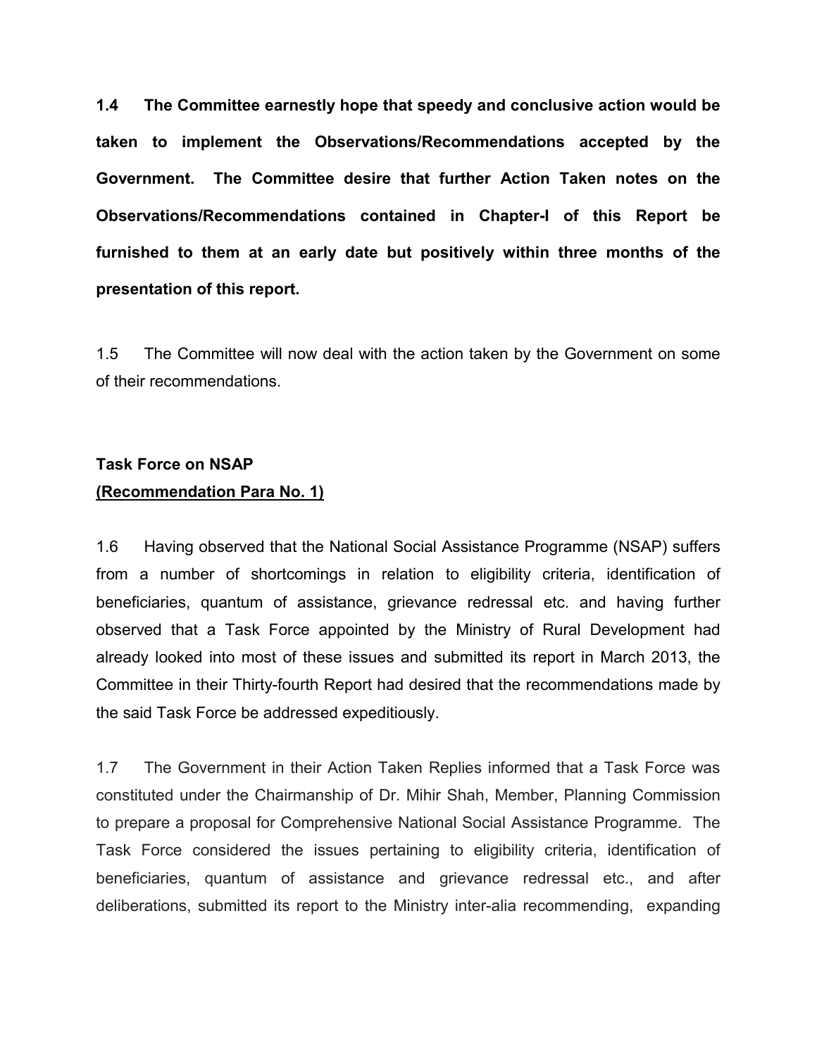**1.4 The Committee earnestly hope that speedy and conclusive action would be taken to implement the Observations/Recommendations accepted by the Government. The Committee desire that further Action Taken notes on the Observations/Recommendations contained in Chapter-I of this Report be furnished to them at an early date but positively within three months of the presentation of this report.**

1.5 The Committee will now deal with the action taken by the Government on some of their recommendations.

**Task Force on NSAP**
**<u>(Recommendation Para No. 1)</u>**

1.6 Having observed that the National Social Assistance Programme (NSAP) suffers from a number of shortcomings in relation to eligibility criteria, identification of beneficiaries, quantum of assistance, grievance redressal etc. and having further observed that a Task Force appointed by the Ministry of Rural Development had already looked into most of these issues and submitted its report in March 2013, the Committee in their Thirty-fourth Report had desired that the recommendations made by the said Task Force be addressed expeditiously.

1.7 The Government in their Action Taken Replies informed that a Task Force was constituted under the Chairmanship of Dr. Mihir Shah, Member, Planning Commission to prepare a proposal for Comprehensive National Social Assistance Programme. The Task Force considered the issues pertaining to eligibility criteria, identification of beneficiaries, quantum of assistance and grievance redressal etc., and after deliberations, submitted its report to the Ministry inter-alia recommending, expanding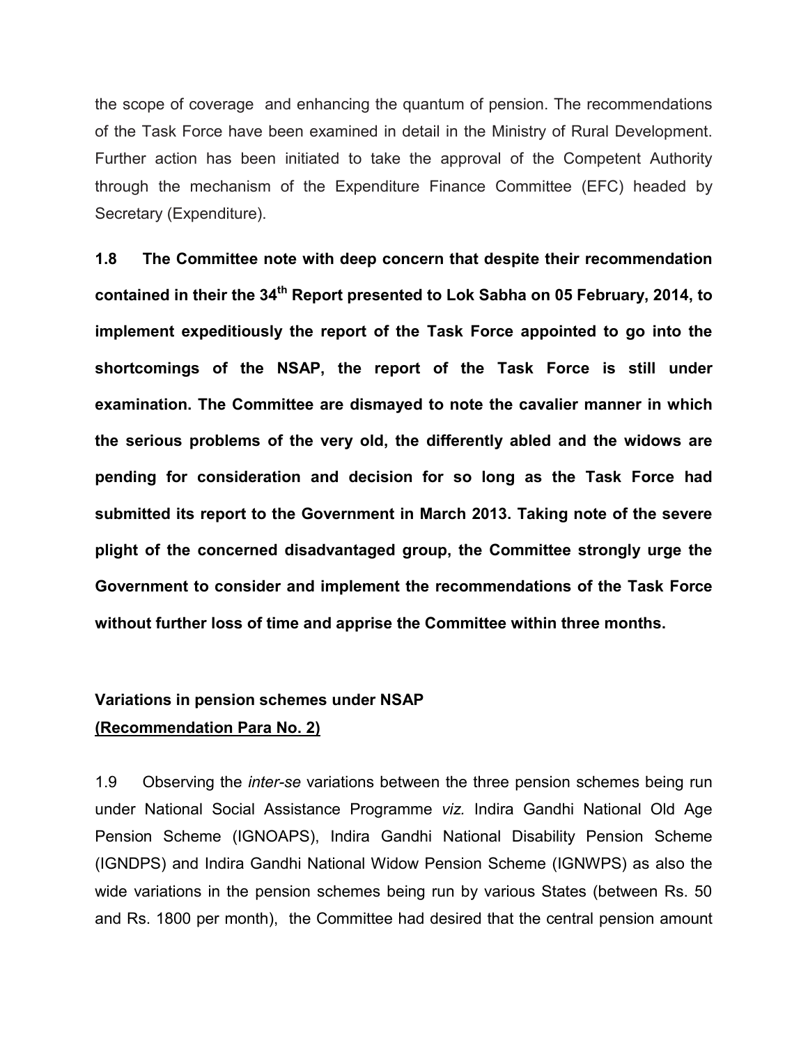the scope of coverage and enhancing the quantum of pension. The recommendations of the Task Force have been examined in detail in the Ministry of Rural Development. Further action has been initiated to take the approval of the Competent Authority through the mechanism of the Expenditure Finance Committee (EFC) headed by Secretary (Expenditure).

**1.8 The Committee note with deep concern that despite their recommendation contained in their the 34th Report presented to Lok Sabha on 05 February, 2014, to implement expeditiously the report of the Task Force appointed to go into the shortcomings of the NSAP, the report of the Task Force is still under examination. The Committee are dismayed to note the cavalier manner in which the serious problems of the very old, the differently abled and the widows are pending for consideration and decision for so long as the Task Force had submitted its report to the Government in March 2013. Taking note of the severe plight of the concerned disadvantaged group, the Committee strongly urge the Government to consider and implement the recommendations of the Task Force without further loss of time and apprise the Committee within three months.**

**Variations in pension schemes under NSAP**
**(Recommendation Para No. 2)**

1.9 Observing the *inter-se* variations between the three pension schemes being run under National Social Assistance Programme *viz.* Indira Gandhi National Old Age Pension Scheme (IGNOAPS), Indira Gandhi National Disability Pension Scheme (IGNDPS) and Indira Gandhi National Widow Pension Scheme (IGNWPS) as also the wide variations in the pension schemes being run by various States (between Rs. 50 and Rs. 1800 per month), the Committee had desired that the central pension amount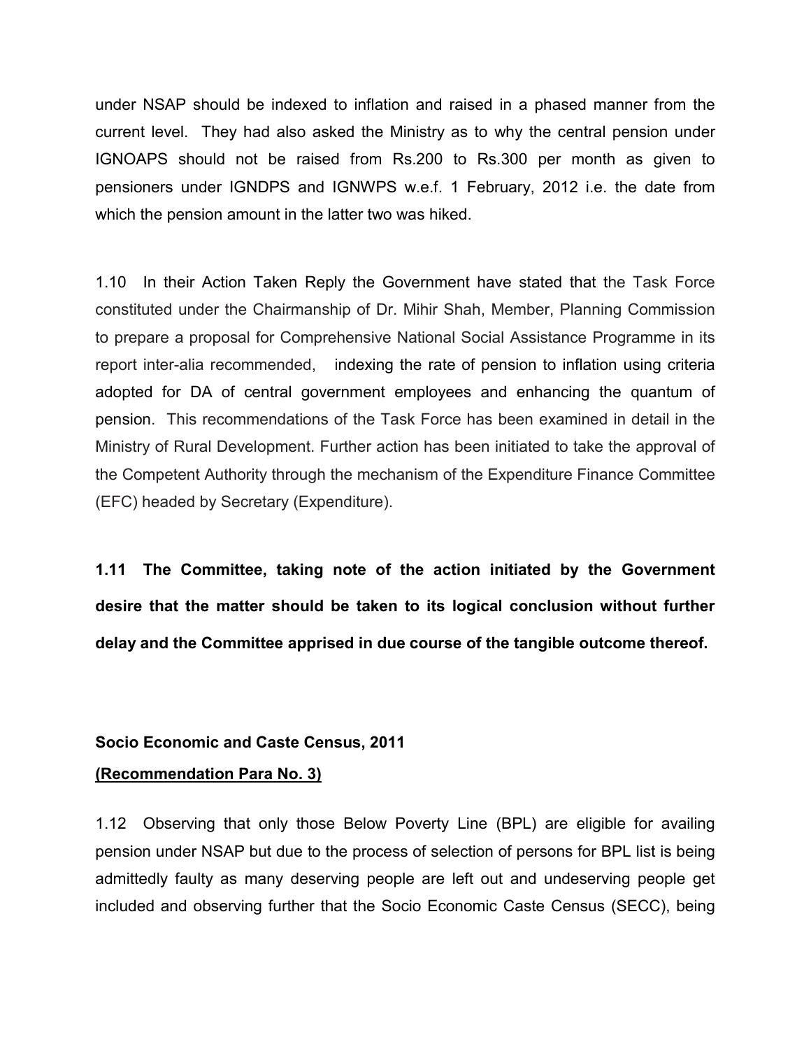under NSAP should be indexed to inflation and raised in a phased manner from the current level. They had also asked the Ministry as to why the central pension under IGNOAPS should not be raised from Rs.200 to Rs.300 per month as given to pensioners under IGNDPS and IGNWPS w.e.f. 1 February, 2012 i.e. the date from which the pension amount in the latter two was hiked.

1.10 In their Action Taken Reply the Government have stated that the Task Force constituted under the Chairmanship of Dr. Mihir Shah, Member, Planning Commission to prepare a proposal for Comprehensive National Social Assistance Programme in its report inter-alia recommended, indexing the rate of pension to inflation using criteria adopted for DA of central government employees and enhancing the quantum of pension. This recommendations of the Task Force has been examined in detail in the Ministry of Rural Development. Further action has been initiated to take the approval of the Competent Authority through the mechanism of the Expenditure Finance Committee (EFC) headed by Secretary (Expenditure).

**1.11 The Committee, taking note of the action initiated by the Government desire that the matter should be taken to its logical conclusion without further delay and the Committee apprised in due course of the tangible outcome thereof.**

**Socio Economic and Caste Census, 2011**

**(Recommendation Para No. 3)**

1.12 Observing that only those Below Poverty Line (BPL) are eligible for availing pension under NSAP but due to the process of selection of persons for BPL list is being admittedly faulty as many deserving people are left out and undeserving people get included and observing further that the Socio Economic Caste Census (SECC), being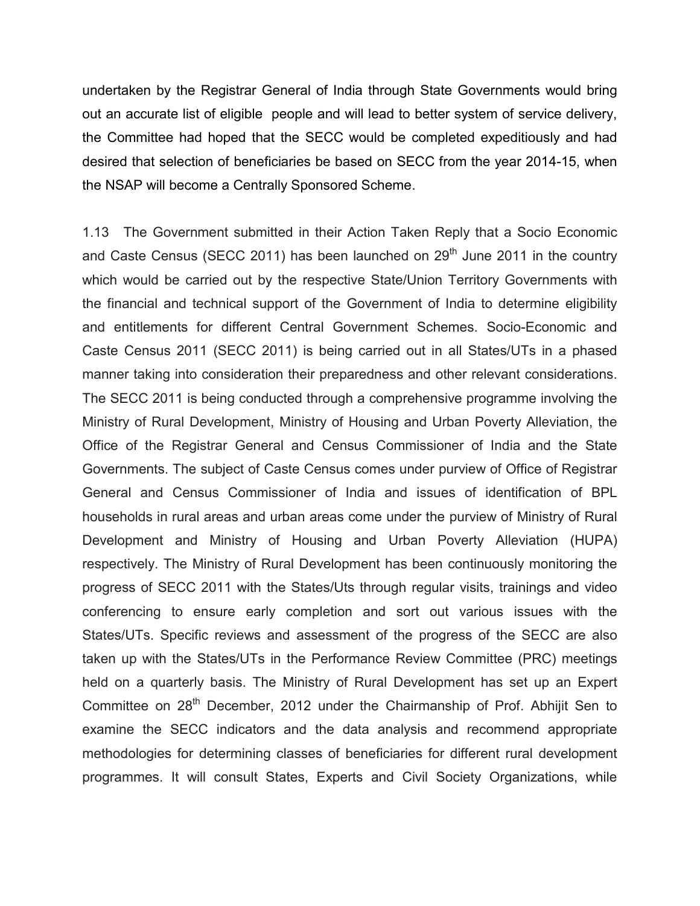undertaken by the Registrar General of India through State Governments would bring out an accurate list of eligible people and will lead to better system of service delivery, the Committee had hoped that the SECC would be completed expeditiously and had desired that selection of beneficiaries be based on SECC from the year 2014-15, when the NSAP will become a Centrally Sponsored Scheme.

1.13 The Government submitted in their Action Taken Reply that a Socio Economic and Caste Census (SECC 2011) has been launched on 29th June 2011 in the country which would be carried out by the respective State/Union Territory Governments with the financial and technical support of the Government of India to determine eligibility and entitlements for different Central Government Schemes. Socio-Economic and Caste Census 2011 (SECC 2011) is being carried out in all States/UTs in a phased manner taking into consideration their preparedness and other relevant considerations. The SECC 2011 is being conducted through a comprehensive programme involving the Ministry of Rural Development, Ministry of Housing and Urban Poverty Alleviation, the Office of the Registrar General and Census Commissioner of India and the State Governments. The subject of Caste Census comes under purview of Office of Registrar General and Census Commissioner of India and issues of identification of BPL households in rural areas and urban areas come under the purview of Ministry of Rural Development and Ministry of Housing and Urban Poverty Alleviation (HUPA) respectively. The Ministry of Rural Development has been continuously monitoring the progress of SECC 2011 with the States/Uts through regular visits, trainings and video conferencing to ensure early completion and sort out various issues with the States/UTs. Specific reviews and assessment of the progress of the SECC are also taken up with the States/UTs in the Performance Review Committee (PRC) meetings held on a quarterly basis. The Ministry of Rural Development has set up an Expert Committee on 28th December, 2012 under the Chairmanship of Prof. Abhijit Sen to examine the SECC indicators and the data analysis and recommend appropriate methodologies for determining classes of beneficiaries for different rural development programmes. It will consult States, Experts and Civil Society Organizations, while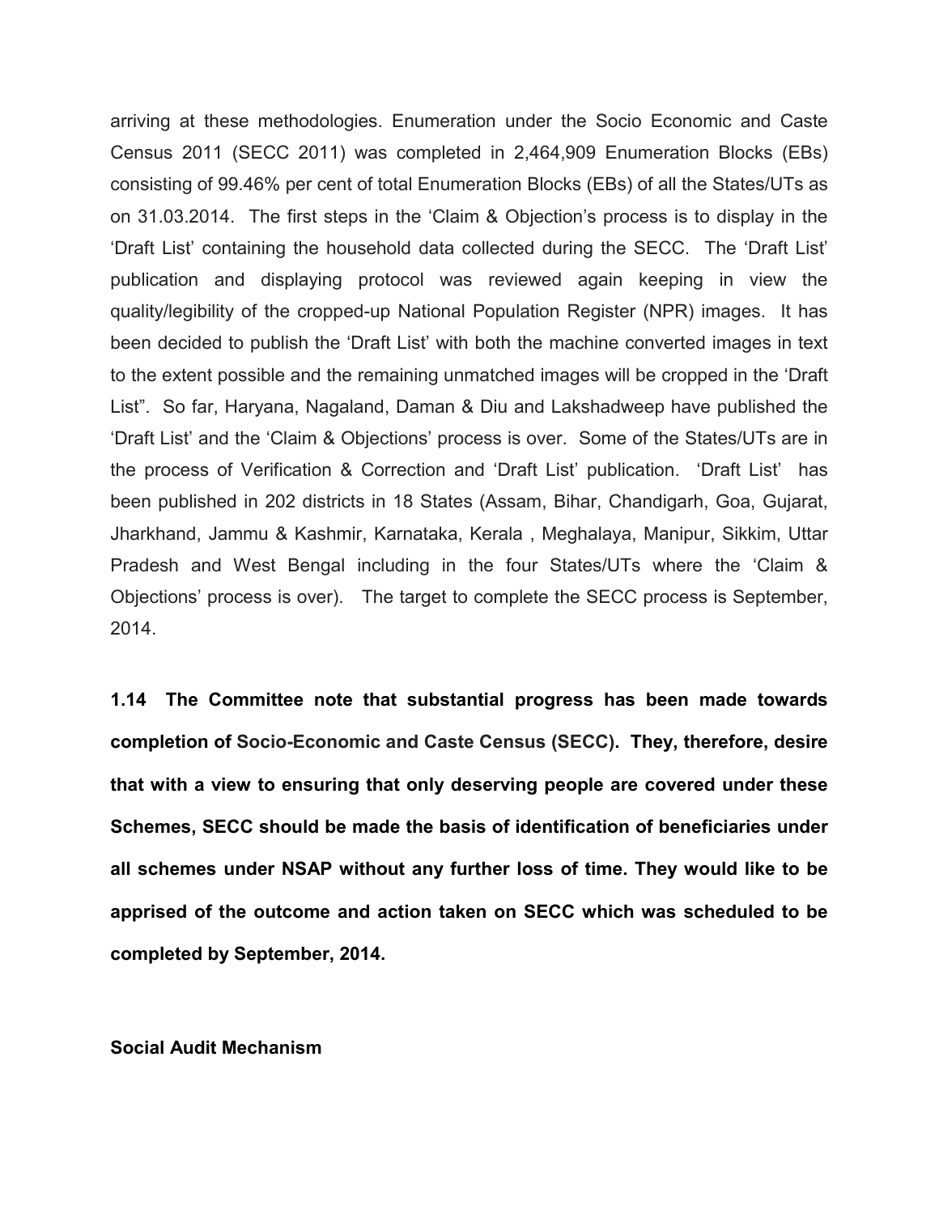arriving at these methodologies. Enumeration under the Socio Economic and Caste Census 2011 (SECC 2011) was completed in 2,464,909 Enumeration Blocks (EBs) consisting of 99.46% per cent of total Enumeration Blocks (EBs) of all the States/UTs as on 31.03.2014. The first steps in the 'Claim & Objection's process is to display in the 'Draft List' containing the household data collected during the SECC. The 'Draft List' publication and displaying protocol was reviewed again keeping in view the quality/legibility of the cropped-up National Population Register (NPR) images. It has been decided to publish the 'Draft List' with both the machine converted images in text to the extent possible and the remaining unmatched images will be cropped in the 'Draft List". So far, Haryana, Nagaland, Daman & Diu and Lakshadweep have published the 'Draft List' and the 'Claim & Objections' process is over. Some of the States/UTs are in the process of Verification & Correction and 'Draft List' publication. 'Draft List' has been published in 202 districts in 18 States (Assam, Bihar, Chandigarh, Goa, Gujarat, Jharkhand, Jammu & Kashmir, Karnataka, Kerala , Meghalaya, Manipur, Sikkim, Uttar Pradesh and West Bengal including in the four States/UTs where the 'Claim & Objections' process is over). The target to complete the SECC process is September, 2014.

**1.14 The Committee note that substantial progress has been made towards completion of Socio-Economic and Caste Census (SECC). They, therefore, desire that with a view to ensuring that only deserving people are covered under these Schemes, SECC should be made the basis of identification of beneficiaries under all schemes under NSAP without any further loss of time. They would like to be apprised of the outcome and action taken on SECC which was scheduled to be completed by September, 2014.**

**Social Audit Mechanism**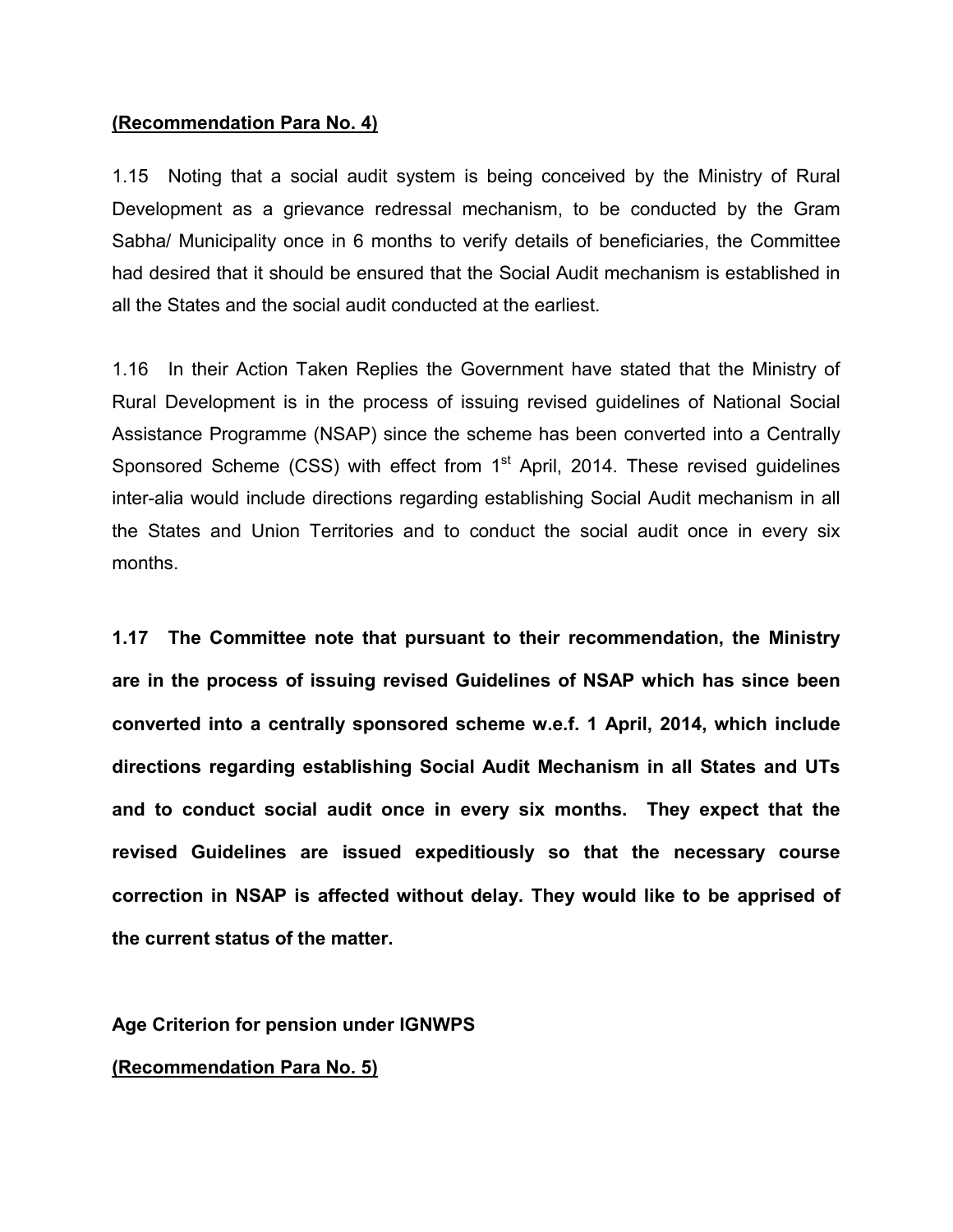**(Recommendation Para No. 4)**

1.15 Noting that a social audit system is being conceived by the Ministry of Rural Development as a grievance redressal mechanism, to be conducted by the Gram Sabha/ Municipality once in 6 months to verify details of beneficiaries, the Committee had desired that it should be ensured that the Social Audit mechanism is established in all the States and the social audit conducted at the earliest.

1.16 In their Action Taken Replies the Government have stated that the Ministry of Rural Development is in the process of issuing revised guidelines of National Social Assistance Programme (NSAP) since the scheme has been converted into a Centrally Sponsored Scheme (CSS) with effect from 1st April, 2014. These revised guidelines inter-alia would include directions regarding establishing Social Audit mechanism in all the States and Union Territories and to conduct the social audit once in every six months.

**1.17 The Committee note that pursuant to their recommendation, the Ministry are in the process of issuing revised Guidelines of NSAP which has since been converted into a centrally sponsored scheme w.e.f. 1 April, 2014, which include directions regarding establishing Social Audit Mechanism in all States and UTs and to conduct social audit once in every six months. They expect that the revised Guidelines are issued expeditiously so that the necessary course correction in NSAP is affected without delay. They would like to be apprised of the current status of the matter.**

**Age Criterion for pension under IGNWPS**

**(Recommendation Para No. 5)**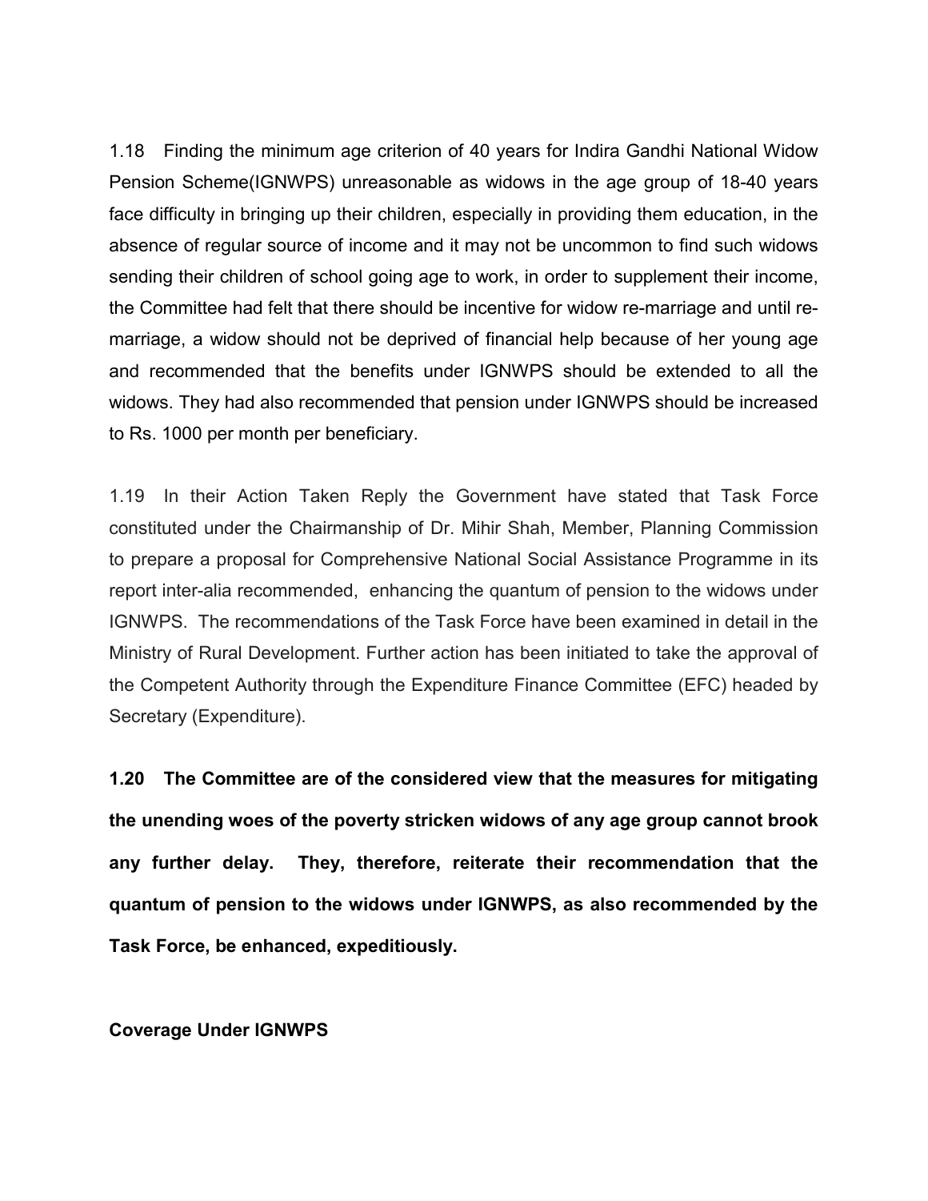1.18 Finding the minimum age criterion of 40 years for Indira Gandhi National Widow Pension Scheme(IGNWPS) unreasonable as widows in the age group of 18-40 years face difficulty in bringing up their children, especially in providing them education, in the absence of regular source of income and it may not be uncommon to find such widows sending their children of school going age to work, in order to supplement their income, the Committee had felt that there should be incentive for widow re-marriage and until re-marriage, a widow should not be deprived of financial help because of her young age and recommended that the benefits under IGNWPS should be extended to all the widows. They had also recommended that pension under IGNWPS should be increased to Rs. 1000 per month per beneficiary.

1.19 In their Action Taken Reply the Government have stated that Task Force constituted under the Chairmanship of Dr. Mihir Shah, Member, Planning Commission to prepare a proposal for Comprehensive National Social Assistance Programme in its report inter-alia recommended, enhancing the quantum of pension to the widows under IGNWPS. The recommendations of the Task Force have been examined in detail in the Ministry of Rural Development. Further action has been initiated to take the approval of the Competent Authority through the Expenditure Finance Committee (EFC) headed by Secretary (Expenditure).

**1.20 The Committee are of the considered view that the measures for mitigating the unending woes of the poverty stricken widows of any age group cannot brook any further delay. They, therefore, reiterate their recommendation that the quantum of pension to the widows under IGNWPS, as also recommended by the Task Force, be enhanced, expeditiously.**

**Coverage Under IGNWPS**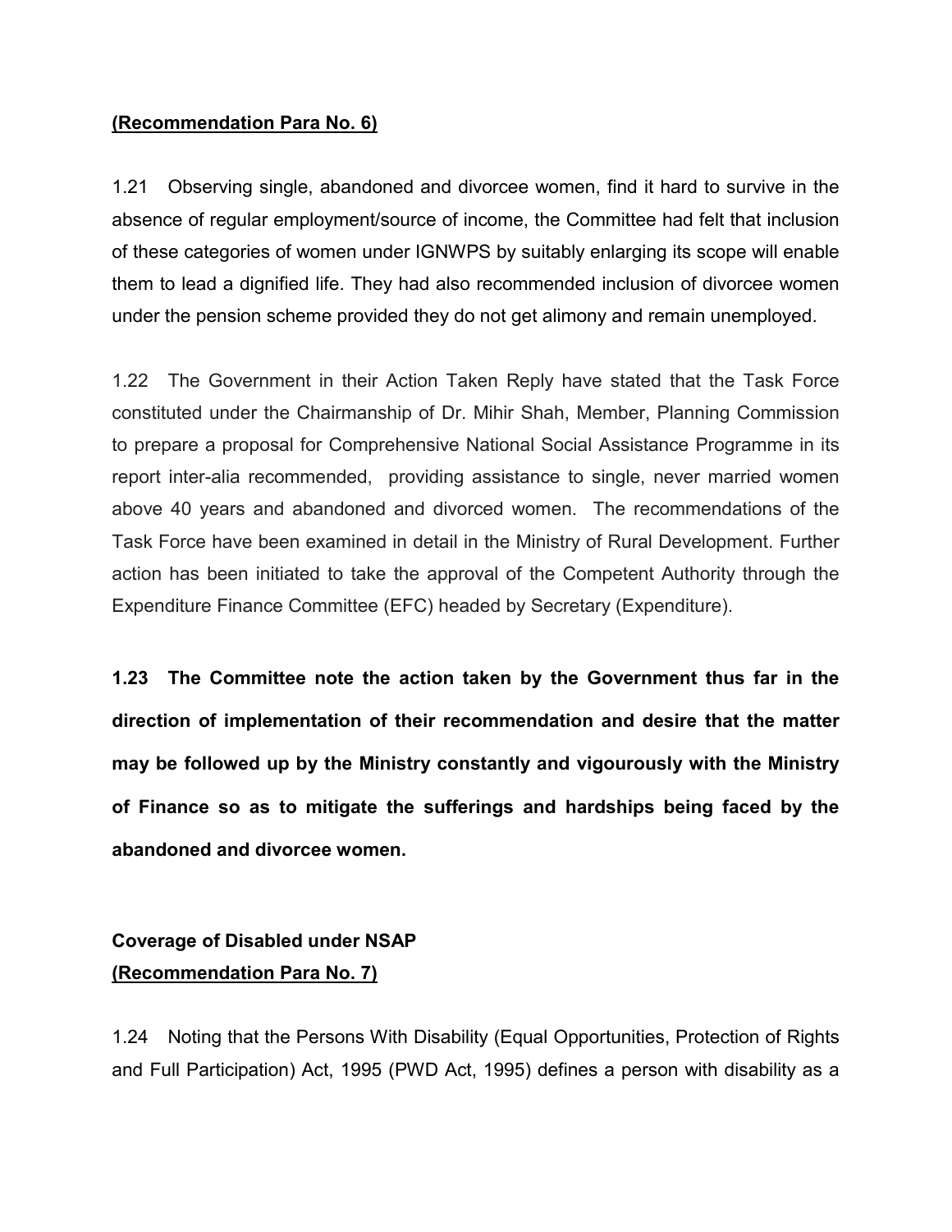**(Recommendation Para No. 6)**

1.21 Observing single, abandoned and divorcee women, find it hard to survive in the absence of regular employment/source of income, the Committee had felt that inclusion of these categories of women under IGNWPS by suitably enlarging its scope will enable them to lead a dignified life. They had also recommended inclusion of divorcee women under the pension scheme provided they do not get alimony and remain unemployed.

1.22 The Government in their Action Taken Reply have stated that the Task Force constituted under the Chairmanship of Dr. Mihir Shah, Member, Planning Commission to prepare a proposal for Comprehensive National Social Assistance Programme in its report inter-alia recommended, providing assistance to single, never married women above 40 years and abandoned and divorced women. The recommendations of the Task Force have been examined in detail in the Ministry of Rural Development. Further action has been initiated to take the approval of the Competent Authority through the Expenditure Finance Committee (EFC) headed by Secretary (Expenditure).

**1.23 The Committee note the action taken by the Government thus far in the direction of implementation of their recommendation and desire that the matter may be followed up by the Ministry constantly and vigourously with the Ministry of Finance so as to mitigate the sufferings and hardships being faced by the abandoned and divorcee women.**

**Coverage of Disabled under NSAP**
**(Recommendation Para No. 7)**

1.24 Noting that the Persons With Disability (Equal Opportunities, Protection of Rights and Full Participation) Act, 1995 (PWD Act, 1995) defines a person with disability as a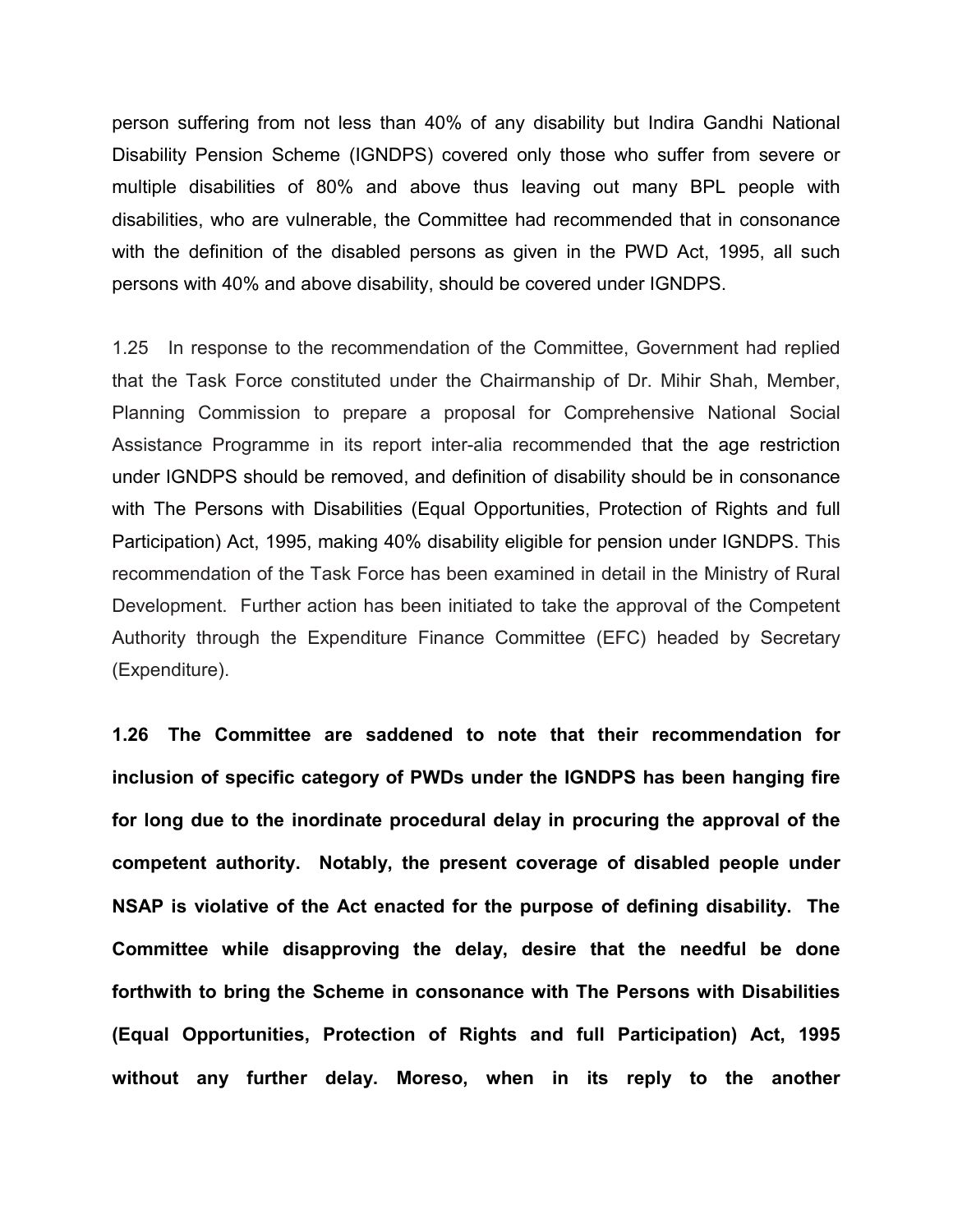person suffering from not less than 40% of any disability but Indira Gandhi National Disability Pension Scheme (IGNDPS) covered only those who suffer from severe or multiple disabilities of 80% and above thus leaving out many BPL people with disabilities, who are vulnerable, the Committee had recommended that in consonance with the definition of the disabled persons as given in the PWD Act, 1995, all such persons with 40% and above disability, should be covered under IGNDPS.

1.25 In response to the recommendation of the Committee, Government had replied that the Task Force constituted under the Chairmanship of Dr. Mihir Shah, Member, Planning Commission to prepare a proposal for Comprehensive National Social Assistance Programme in its report inter-alia recommended that the age restriction under IGNDPS should be removed, and definition of disability should be in consonance with The Persons with Disabilities (Equal Opportunities, Protection of Rights and full Participation) Act, 1995, making 40% disability eligible for pension under IGNDPS. This recommendation of the Task Force has been examined in detail in the Ministry of Rural Development. Further action has been initiated to take the approval of the Competent Authority through the Expenditure Finance Committee (EFC) headed by Secretary (Expenditure).

**1.26 The Committee are saddened to note that their recommendation for inclusion of specific category of PWDs under the IGNDPS has been hanging fire for long due to the inordinate procedural delay in procuring the approval of the competent authority. Notably, the present coverage of disabled people under NSAP is violative of the Act enacted for the purpose of defining disability. The Committee while disapproving the delay, desire that the needful be done forthwith to bring the Scheme in consonance with The Persons with Disabilities (Equal Opportunities, Protection of Rights and full Participation) Act, 1995 without any further delay. Moreso, when in its reply to the another**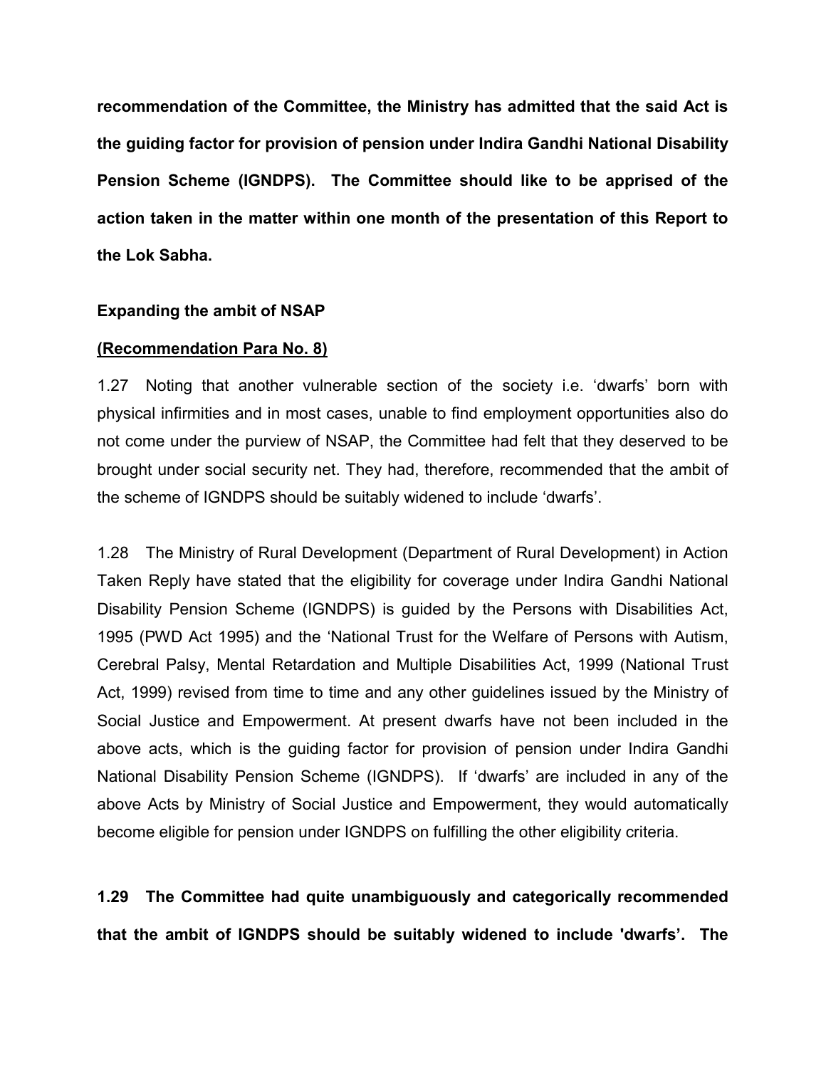**recommendation of the Committee, the Ministry has admitted that the said Act is the guiding factor for provision of pension under Indira Gandhi National Disability Pension Scheme (IGNDPS). The Committee should like to be apprised of the action taken in the matter within one month of the presentation of this Report to the Lok Sabha.**

**Expanding the ambit of NSAP**

**<u>(Recommendation Para No. 8)</u>**

1.27 Noting that another vulnerable section of the society i.e. 'dwarfs' born with physical infirmities and in most cases, unable to find employment opportunities also do not come under the purview of NSAP, the Committee had felt that they deserved to be brought under social security net. They had, therefore, recommended that the ambit of the scheme of IGNDPS should be suitably widened to include 'dwarfs'.

1.28 The Ministry of Rural Development (Department of Rural Development) in Action Taken Reply have stated that the eligibility for coverage under Indira Gandhi National Disability Pension Scheme (IGNDPS) is guided by the Persons with Disabilities Act, 1995 (PWD Act 1995) and the 'National Trust for the Welfare of Persons with Autism, Cerebral Palsy, Mental Retardation and Multiple Disabilities Act, 1999 (National Trust Act, 1999) revised from time to time and any other guidelines issued by the Ministry of Social Justice and Empowerment. At present dwarfs have not been included in the above acts, which is the guiding factor for provision of pension under Indira Gandhi National Disability Pension Scheme (IGNDPS). If 'dwarfs' are included in any of the above Acts by Ministry of Social Justice and Empowerment, they would automatically become eligible for pension under IGNDPS on fulfilling the other eligibility criteria.

**1.29 The Committee had quite unambiguously and categorically recommended that the ambit of IGNDPS should be suitably widened to include 'dwarfs'. The**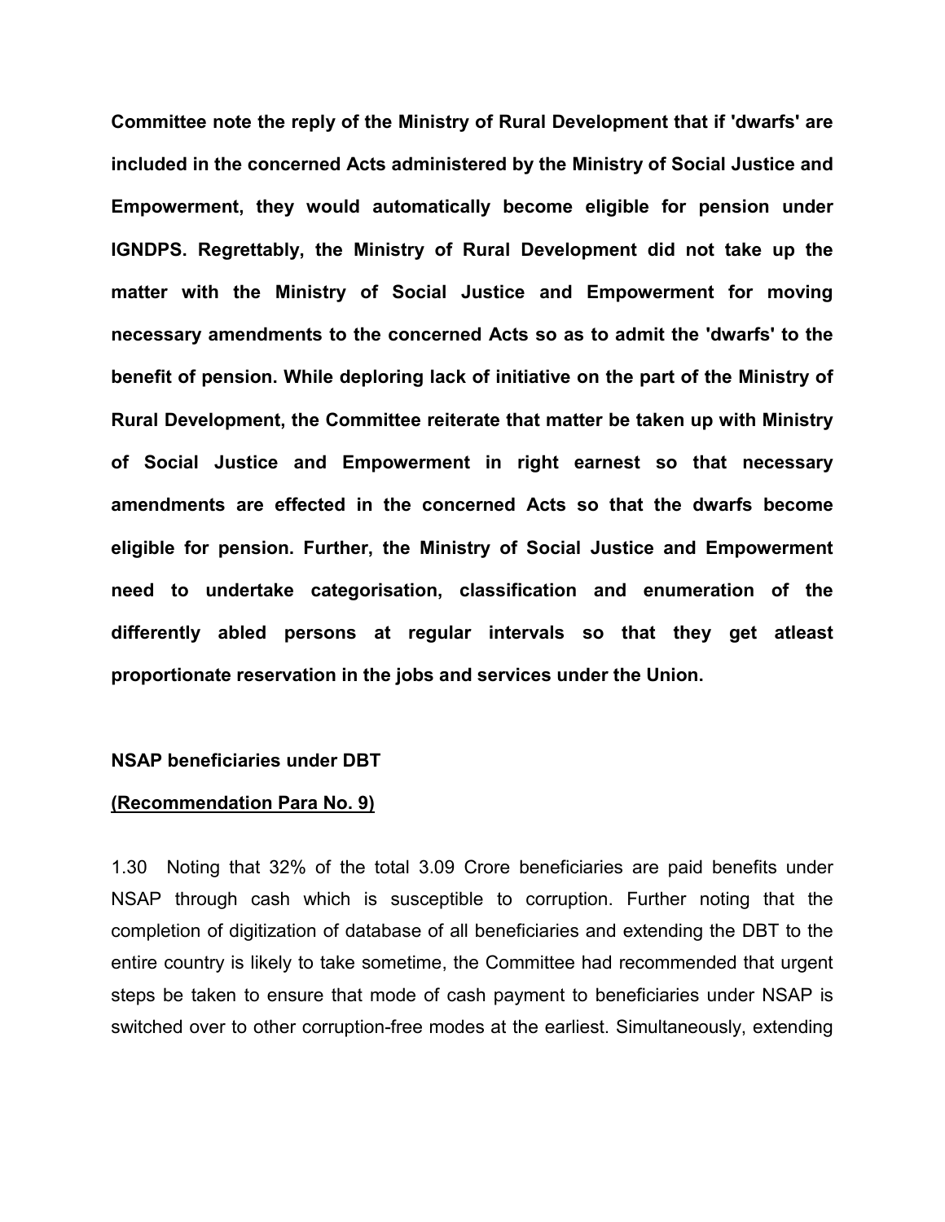**Committee note the reply of the Ministry of Rural Development that if 'dwarfs' are included in the concerned Acts administered by the Ministry of Social Justice and Empowerment, they would automatically become eligible for pension under IGNDPS. Regrettably, the Ministry of Rural Development did not take up the matter with the Ministry of Social Justice and Empowerment for moving necessary amendments to the concerned Acts so as to admit the 'dwarfs' to the benefit of pension. While deploring lack of initiative on the part of the Ministry of Rural Development, the Committee reiterate that matter be taken up with Ministry of Social Justice and Empowerment in right earnest so that necessary amendments are effected in the concerned Acts so that the dwarfs become eligible for pension. Further, the Ministry of Social Justice and Empowerment need to undertake categorisation, classification and enumeration of the differently abled persons at regular intervals so that they get atleast proportionate reservation in the jobs and services under the Union.**

**NSAP beneficiaries under DBT**

**<u>(Recommendation Para No. 9)</u>**

1.30 Noting that 32% of the total 3.09 Crore beneficiaries are paid benefits under NSAP through cash which is susceptible to corruption. Further noting that the completion of digitization of database of all beneficiaries and extending the DBT to the entire country is likely to take sometime, the Committee had recommended that urgent steps be taken to ensure that mode of cash payment to beneficiaries under NSAP is switched over to other corruption-free modes at the earliest. Simultaneously, extending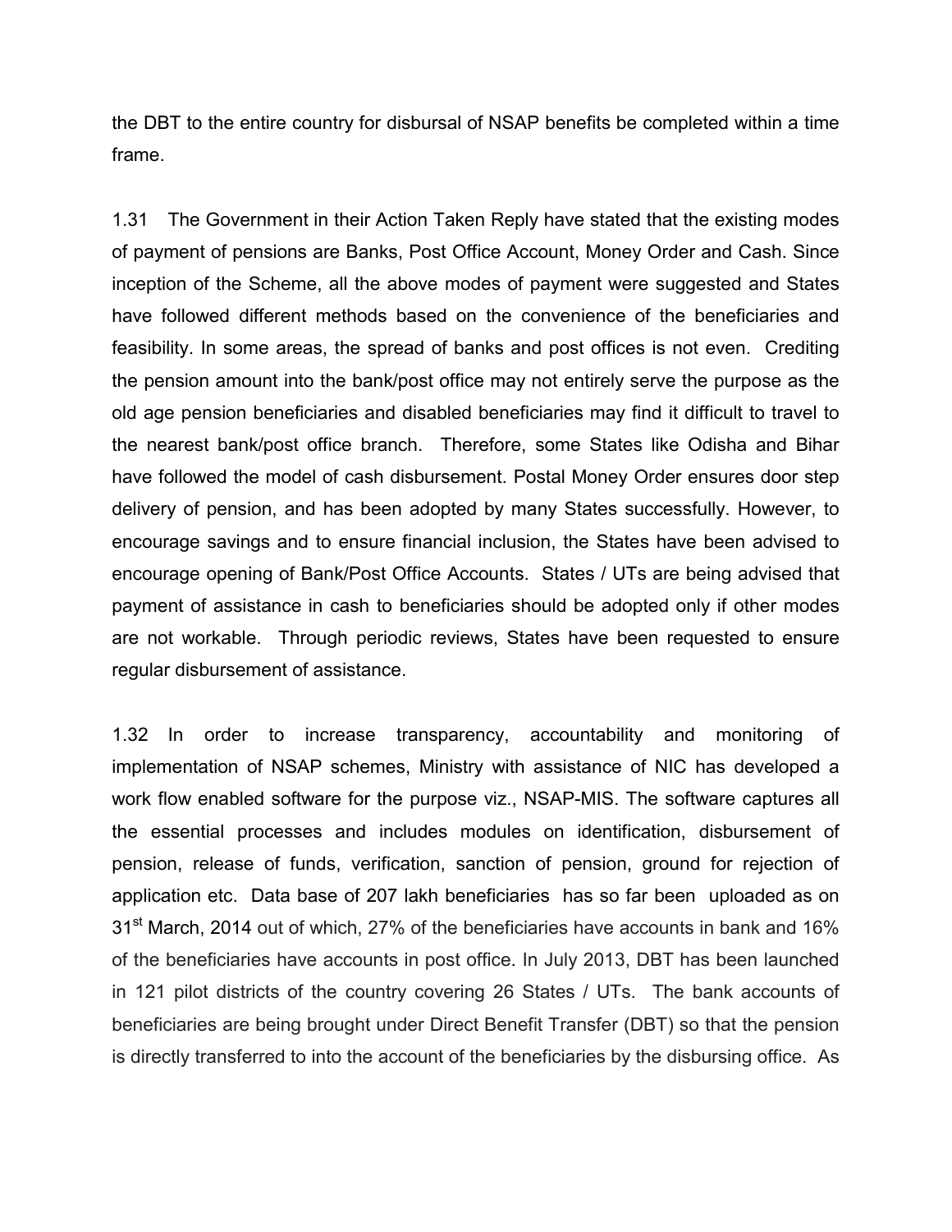the DBT to the entire country for disbursal of NSAP benefits be completed within a time frame.

1.31 The Government in their Action Taken Reply have stated that the existing modes of payment of pensions are Banks, Post Office Account, Money Order and Cash. Since inception of the Scheme, all the above modes of payment were suggested and States have followed different methods based on the convenience of the beneficiaries and feasibility. In some areas, the spread of banks and post offices is not even. Crediting the pension amount into the bank/post office may not entirely serve the purpose as the old age pension beneficiaries and disabled beneficiaries may find it difficult to travel to the nearest bank/post office branch. Therefore, some States like Odisha and Bihar have followed the model of cash disbursement. Postal Money Order ensures door step delivery of pension, and has been adopted by many States successfully. However, to encourage savings and to ensure financial inclusion, the States have been advised to encourage opening of Bank/Post Office Accounts. States / UTs are being advised that payment of assistance in cash to beneficiaries should be adopted only if other modes are not workable. Through periodic reviews, States have been requested to ensure regular disbursement of assistance.

1.32 In order to increase transparency, accountability and monitoring of implementation of NSAP schemes, Ministry with assistance of NIC has developed a work flow enabled software for the purpose viz., NSAP-MIS. The software captures all the essential processes and includes modules on identification, disbursement of pension, release of funds, verification, sanction of pension, ground for rejection of application etc. Data base of 207 lakh beneficiaries has so far been uploaded as on 31st March, 2014 out of which, 27% of the beneficiaries have accounts in bank and 16% of the beneficiaries have accounts in post office. In July 2013, DBT has been launched in 121 pilot districts of the country covering 26 States / UTs. The bank accounts of beneficiaries are being brought under Direct Benefit Transfer (DBT) so that the pension is directly transferred to into the account of the beneficiaries by the disbursing office. As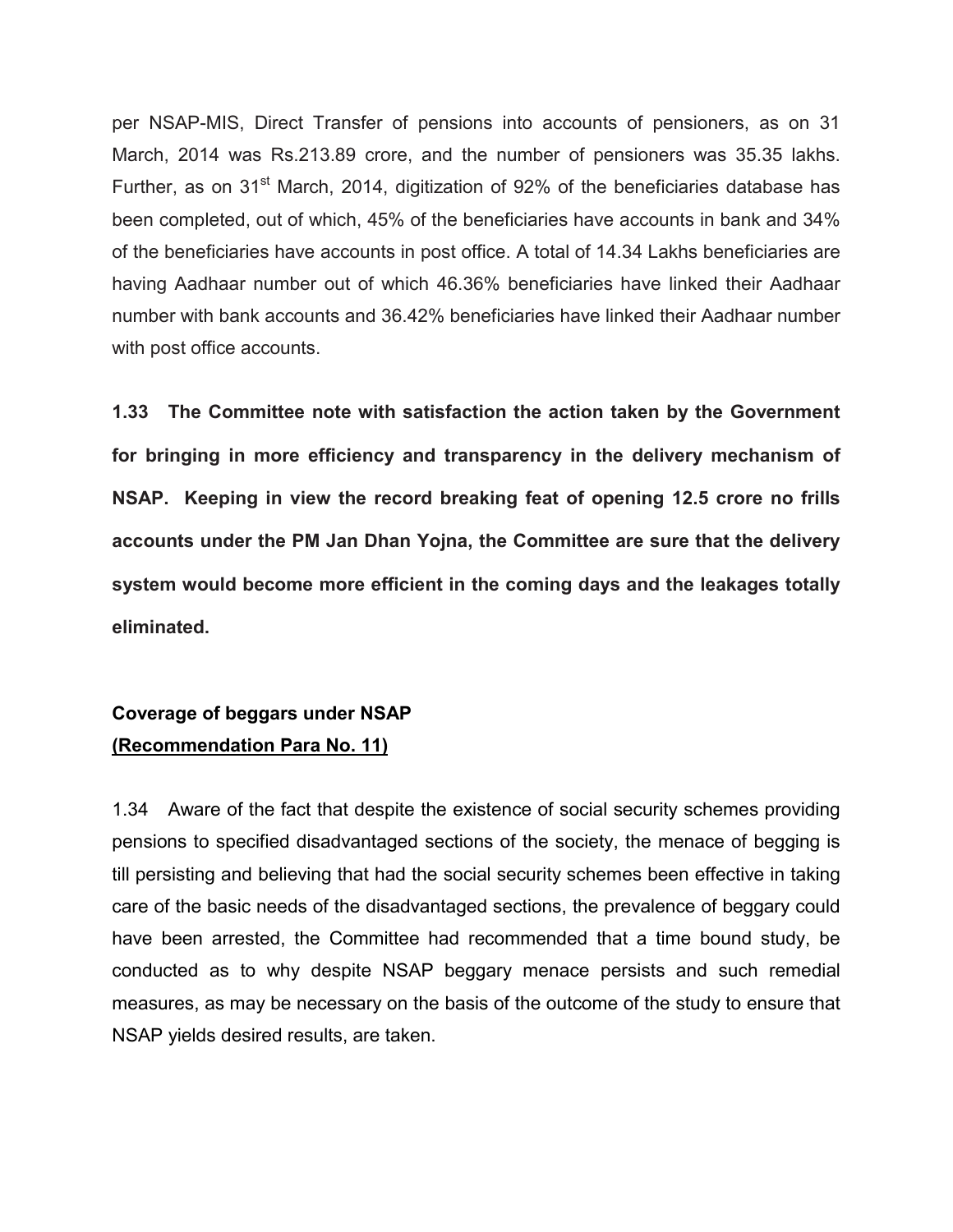per NSAP-MIS, Direct Transfer of pensions into accounts of pensioners, as on 31 March, 2014 was Rs.213.89 crore, and the number of pensioners was 35.35 lakhs. Further, as on 31st March, 2014, digitization of 92% of the beneficiaries database has been completed, out of which, 45% of the beneficiaries have accounts in bank and 34% of the beneficiaries have accounts in post office. A total of 14.34 Lakhs beneficiaries are having Aadhaar number out of which 46.36% beneficiaries have linked their Aadhaar number with bank accounts and 36.42% beneficiaries have linked their Aadhaar number with post office accounts.

**1.33 The Committee note with satisfaction the action taken by the Government for bringing in more efficiency and transparency in the delivery mechanism of NSAP. Keeping in view the record breaking feat of opening 12.5 crore no frills accounts under the PM Jan Dhan Yojna, the Committee are sure that the delivery system would become more efficient in the coming days and the leakages totally eliminated.**

**Coverage of beggars under NSAP**
**(Recommendation Para No. 11)**

1.34 Aware of the fact that despite the existence of social security schemes providing pensions to specified disadvantaged sections of the society, the menace of begging is till persisting and believing that had the social security schemes been effective in taking care of the basic needs of the disadvantaged sections, the prevalence of beggary could have been arrested, the Committee had recommended that a time bound study, be conducted as to why despite NSAP beggary menace persists and such remedial measures, as may be necessary on the basis of the outcome of the study to ensure that NSAP yields desired results, are taken.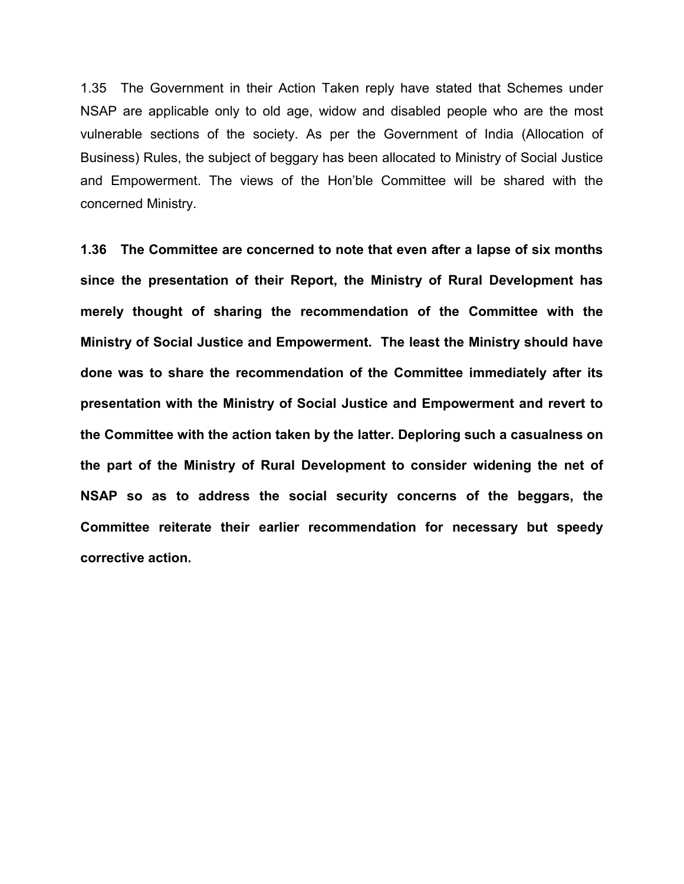1.35 The Government in their Action Taken reply have stated that Schemes under NSAP are applicable only to old age, widow and disabled people who are the most vulnerable sections of the society. As per the Government of India (Allocation of Business) Rules, the subject of beggary has been allocated to Ministry of Social Justice and Empowerment. The views of the Hon'ble Committee will be shared with the concerned Ministry.

**1.36 The Committee are concerned to note that even after a lapse of six months since the presentation of their Report, the Ministry of Rural Development has merely thought of sharing the recommendation of the Committee with the Ministry of Social Justice and Empowerment. The least the Ministry should have done was to share the recommendation of the Committee immediately after its presentation with the Ministry of Social Justice and Empowerment and revert to the Committee with the action taken by the latter. Deploring such a casualness on the part of the Ministry of Rural Development to consider widening the net of NSAP so as to address the social security concerns of the beggars, the Committee reiterate their earlier recommendation for necessary but speedy corrective action.**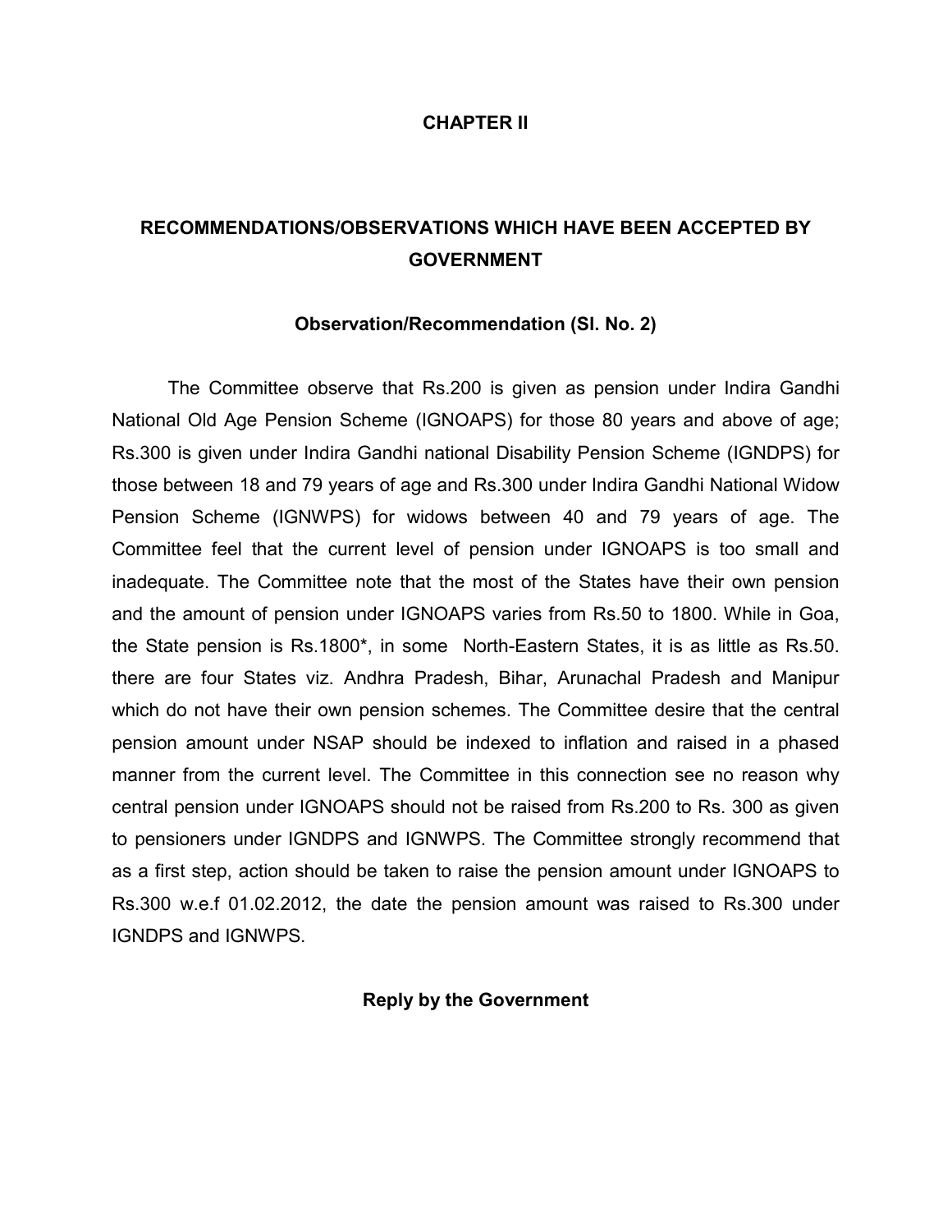## CHAPTER II

## RECOMMENDATIONS/OBSERVATIONS WHICH HAVE BEEN ACCEPTED BY GOVERNMENT

### Observation/Recommendation (Sl. No. 2)

The Committee observe that Rs.200 is given as pension under Indira Gandhi National Old Age Pension Scheme (IGNOAPS) for those 80 years and above of age; Rs.300 is given under Indira Gandhi national Disability Pension Scheme (IGNDPS) for those between 18 and 79 years of age and Rs.300 under Indira Gandhi National Widow Pension Scheme (IGNWPS) for widows between 40 and 79 years of age. The Committee feel that the current level of pension under IGNOAPS is too small and inadequate. The Committee note that the most of the States have their own pension and the amount of pension under IGNOAPS varies from Rs.50 to 1800. While in Goa, the State pension is Rs.1800*, in some North-Eastern States, it is as little as Rs.50. there are four States viz. Andhra Pradesh, Bihar, Arunachal Pradesh and Manipur which do not have their own pension schemes. The Committee desire that the central pension amount under NSAP should be indexed to inflation and raised in a phased manner from the current level. The Committee in this connection see no reason why central pension under IGNOAPS should not be raised from Rs.200 to Rs. 300 as given to pensioners under IGNDPS and IGNWPS. The Committee strongly recommend that as a first step, action should be taken to raise the pension amount under IGNOAPS to Rs.300 w.e.f 01.02.2012, the date the pension amount was raised to Rs.300 under IGNDPS and IGNWPS.

### Reply by the Government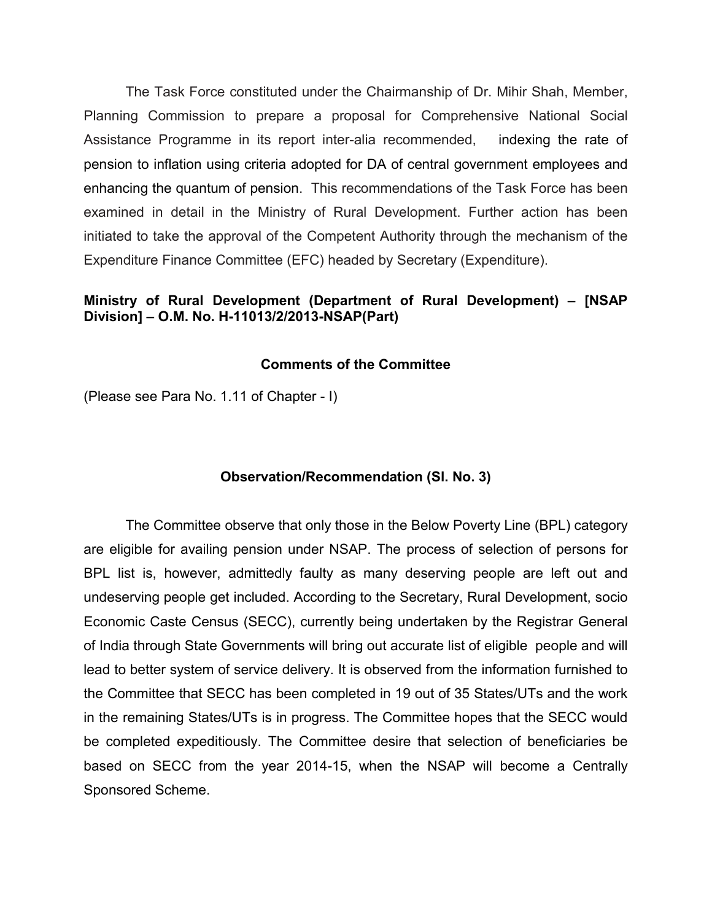The Task Force constituted under the Chairmanship of Dr. Mihir Shah, Member, Planning Commission to prepare a proposal for Comprehensive National Social Assistance Programme in its report inter-alia recommended, indexing the rate of pension to inflation using criteria adopted for DA of central government employees and enhancing the quantum of pension. This recommendations of the Task Force has been examined in detail in the Ministry of Rural Development. Further action has been initiated to take the approval of the Competent Authority through the mechanism of the Expenditure Finance Committee (EFC) headed by Secretary (Expenditure).

**Ministry of Rural Development (Department of Rural Development) – [NSAP Division] – O.M. No. H-11013/2/2013-NSAP(Part)**

**Comments of the Committee**

(Please see Para No. 1.11 of Chapter - I)

**Observation/Recommendation (Sl. No. 3)**

The Committee observe that only those in the Below Poverty Line (BPL) category are eligible for availing pension under NSAP. The process of selection of persons for BPL list is, however, admittedly faulty as many deserving people are left out and undeserving people get included. According to the Secretary, Rural Development, socio Economic Caste Census (SECC), currently being undertaken by the Registrar General of India through State Governments will bring out accurate list of eligible people and will lead to better system of service delivery. It is observed from the information furnished to the Committee that SECC has been completed in 19 out of 35 States/UTs and the work in the remaining States/UTs is in progress. The Committee hopes that the SECC would be completed expeditiously. The Committee desire that selection of beneficiaries be based on SECC from the year 2014-15, when the NSAP will become a Centrally Sponsored Scheme.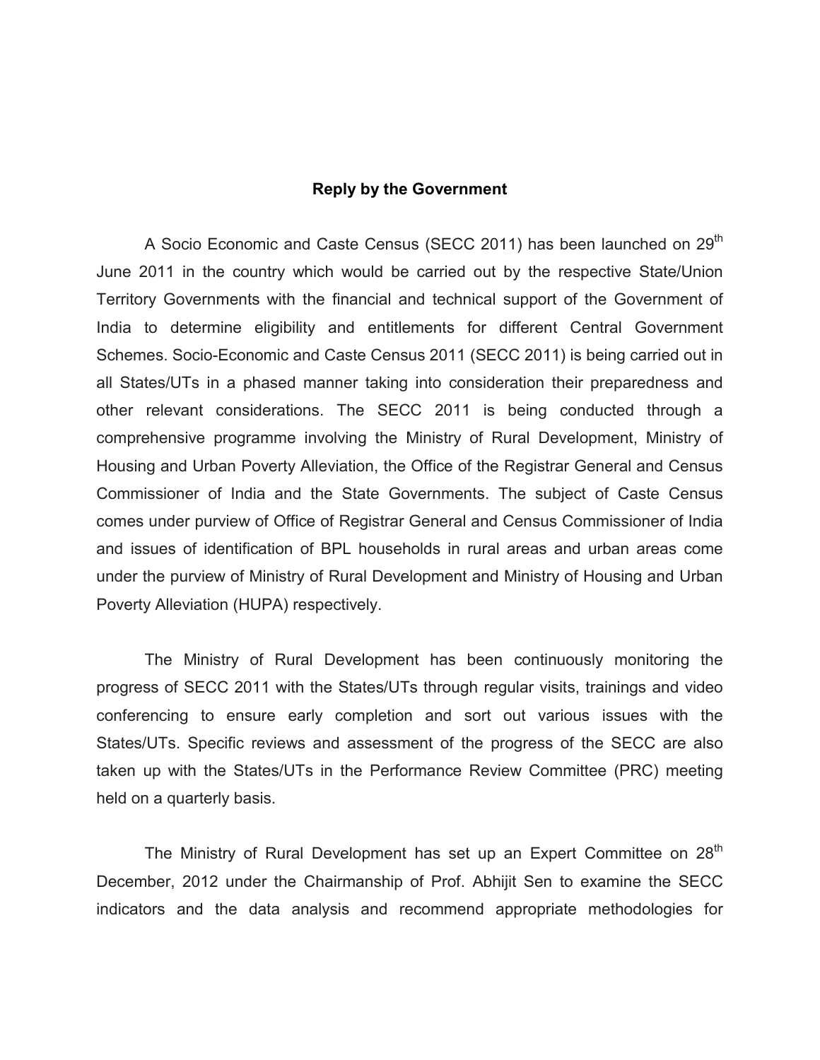**Reply by the Government**

A Socio Economic and Caste Census (SECC 2011) has been launched on 29th June 2011 in the country which would be carried out by the respective State/Union Territory Governments with the financial and technical support of the Government of India to determine eligibility and entitlements for different Central Government Schemes. Socio-Economic and Caste Census 2011 (SECC 2011) is being carried out in all States/UTs in a phased manner taking into consideration their preparedness and other relevant considerations. The SECC 2011 is being conducted through a comprehensive programme involving the Ministry of Rural Development, Ministry of Housing and Urban Poverty Alleviation, the Office of the Registrar General and Census Commissioner of India and the State Governments. The subject of Caste Census comes under purview of Office of Registrar General and Census Commissioner of India and issues of identification of BPL households in rural areas and urban areas come under the purview of Ministry of Rural Development and Ministry of Housing and Urban Poverty Alleviation (HUPA) respectively.

The Ministry of Rural Development has been continuously monitoring the progress of SECC 2011 with the States/UTs through regular visits, trainings and video conferencing to ensure early completion and sort out various issues with the States/UTs. Specific reviews and assessment of the progress of the SECC are also taken up with the States/UTs in the Performance Review Committee (PRC) meeting held on a quarterly basis.

The Ministry of Rural Development has set up an Expert Committee on 28th December, 2012 under the Chairmanship of Prof. Abhijit Sen to examine the SECC indicators and the data analysis and recommend appropriate methodologies for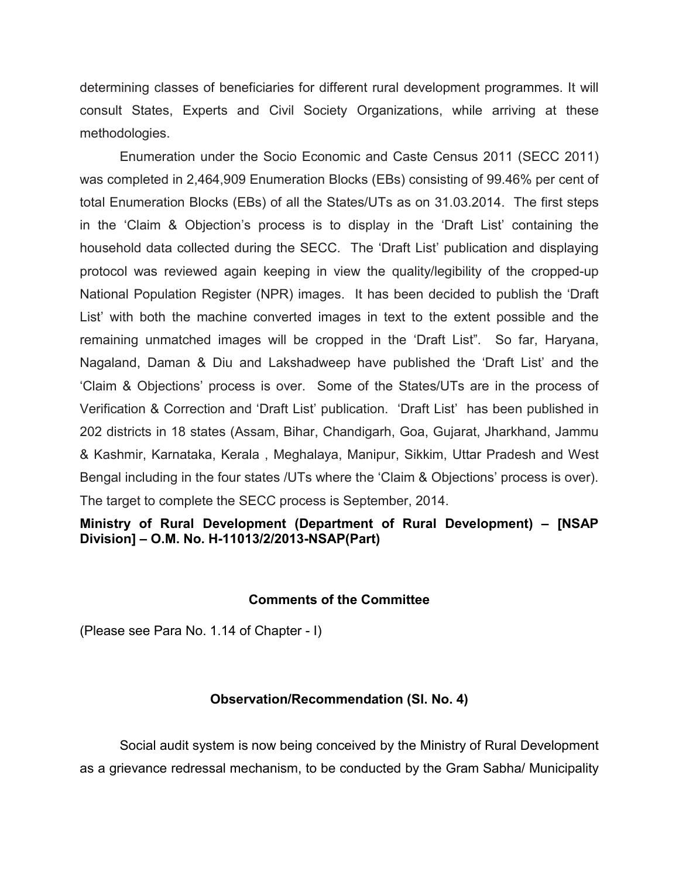determining classes of beneficiaries for different rural development programmes. It will consult States, Experts and Civil Society Organizations, while arriving at these methodologies.

Enumeration under the Socio Economic and Caste Census 2011 (SECC 2011) was completed in 2,464,909 Enumeration Blocks (EBs) consisting of 99.46% per cent of total Enumeration Blocks (EBs) of all the States/UTs as on 31.03.2014. The first steps in the 'Claim & Objection's process is to display in the 'Draft List' containing the household data collected during the SECC. The 'Draft List' publication and displaying protocol was reviewed again keeping in view the quality/legibility of the cropped-up National Population Register (NPR) images. It has been decided to publish the 'Draft List' with both the machine converted images in text to the extent possible and the remaining unmatched images will be cropped in the 'Draft List". So far, Haryana, Nagaland, Daman & Diu and Lakshadweep have published the 'Draft List' and the 'Claim & Objections' process is over. Some of the States/UTs are in the process of Verification & Correction and 'Draft List' publication. 'Draft List' has been published in 202 districts in 18 states (Assam, Bihar, Chandigarh, Goa, Gujarat, Jharkhand, Jammu & Kashmir, Karnataka, Kerala , Meghalaya, Manipur, Sikkim, Uttar Pradesh and West Bengal including in the four states /UTs where the 'Claim & Objections' process is over). The target to complete the SECC process is September, 2014.

**Ministry of Rural Development (Department of Rural Development) – [NSAP Division] – O.M. No. H-11013/2/2013-NSAP(Part)**

**Comments of the Committee**

(Please see Para No. 1.14 of Chapter - I)

**Observation/Recommendation (Sl. No. 4)**

Social audit system is now being conceived by the Ministry of Rural Development as a grievance redressal mechanism, to be conducted by the Gram Sabha/ Municipality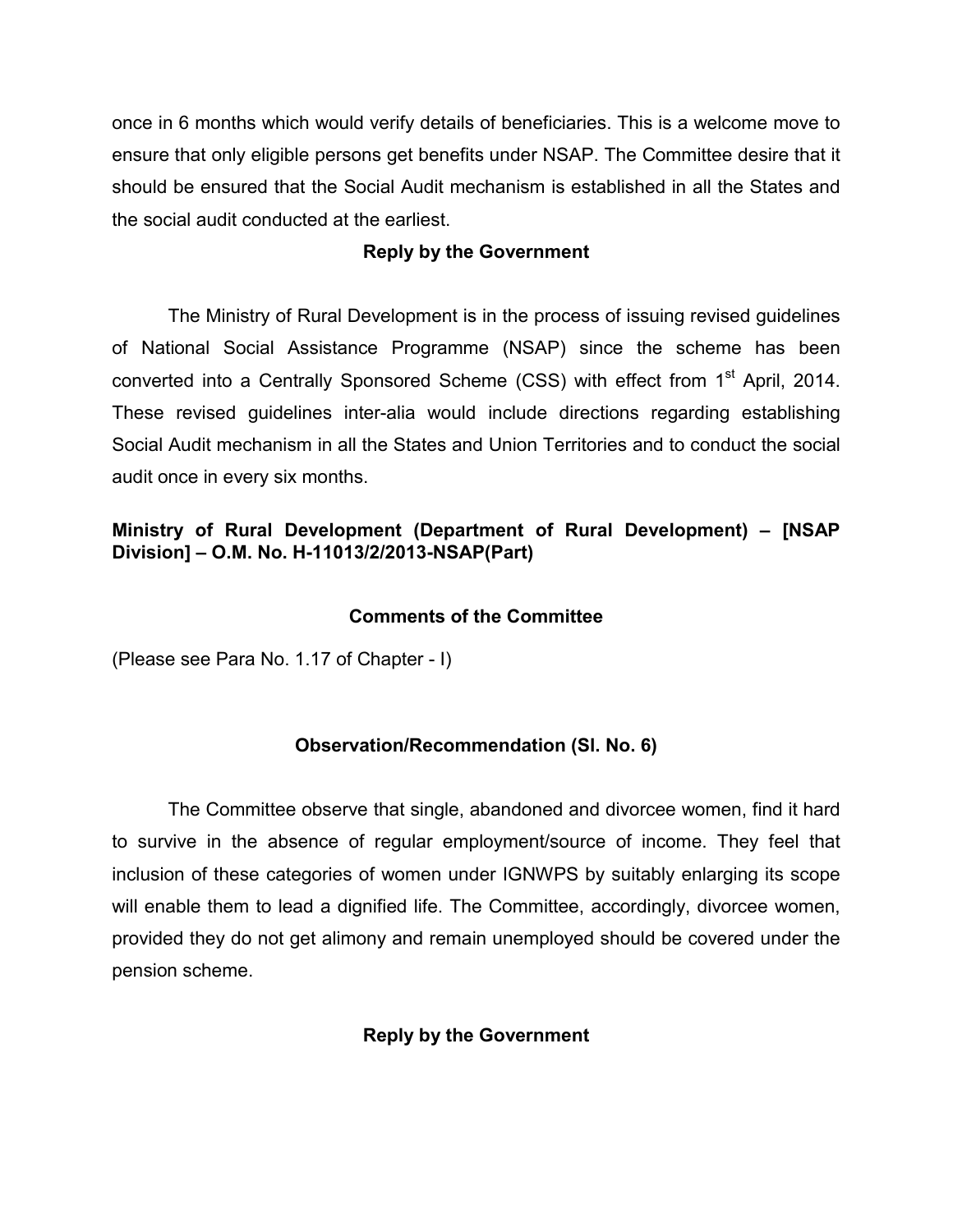once in 6 months which would verify details of beneficiaries. This is a welcome move to ensure that only eligible persons get benefits under NSAP. The Committee desire that it should be ensured that the Social Audit mechanism is established in all the States and the social audit conducted at the earliest.

**Reply by the Government**

The Ministry of Rural Development is in the process of issuing revised guidelines of National Social Assistance Programme (NSAP) since the scheme has been converted into a Centrally Sponsored Scheme (CSS) with effect from 1st April, 2014. These revised guidelines inter-alia would include directions regarding establishing Social Audit mechanism in all the States and Union Territories and to conduct the social audit once in every six months.

**Ministry of Rural Development (Department of Rural Development) – [NSAP Division] – O.M. No. H-11013/2/2013-NSAP(Part)**

**Comments of the Committee**

(Please see Para No. 1.17 of Chapter - I)

**Observation/Recommendation (Sl. No. 6)**

The Committee observe that single, abandoned and divorcee women, find it hard to survive in the absence of regular employment/source of income. They feel that inclusion of these categories of women under IGNWPS by suitably enlarging its scope will enable them to lead a dignified life. The Committee, accordingly, divorcee women, provided they do not get alimony and remain unemployed should be covered under the pension scheme.

**Reply by the Government**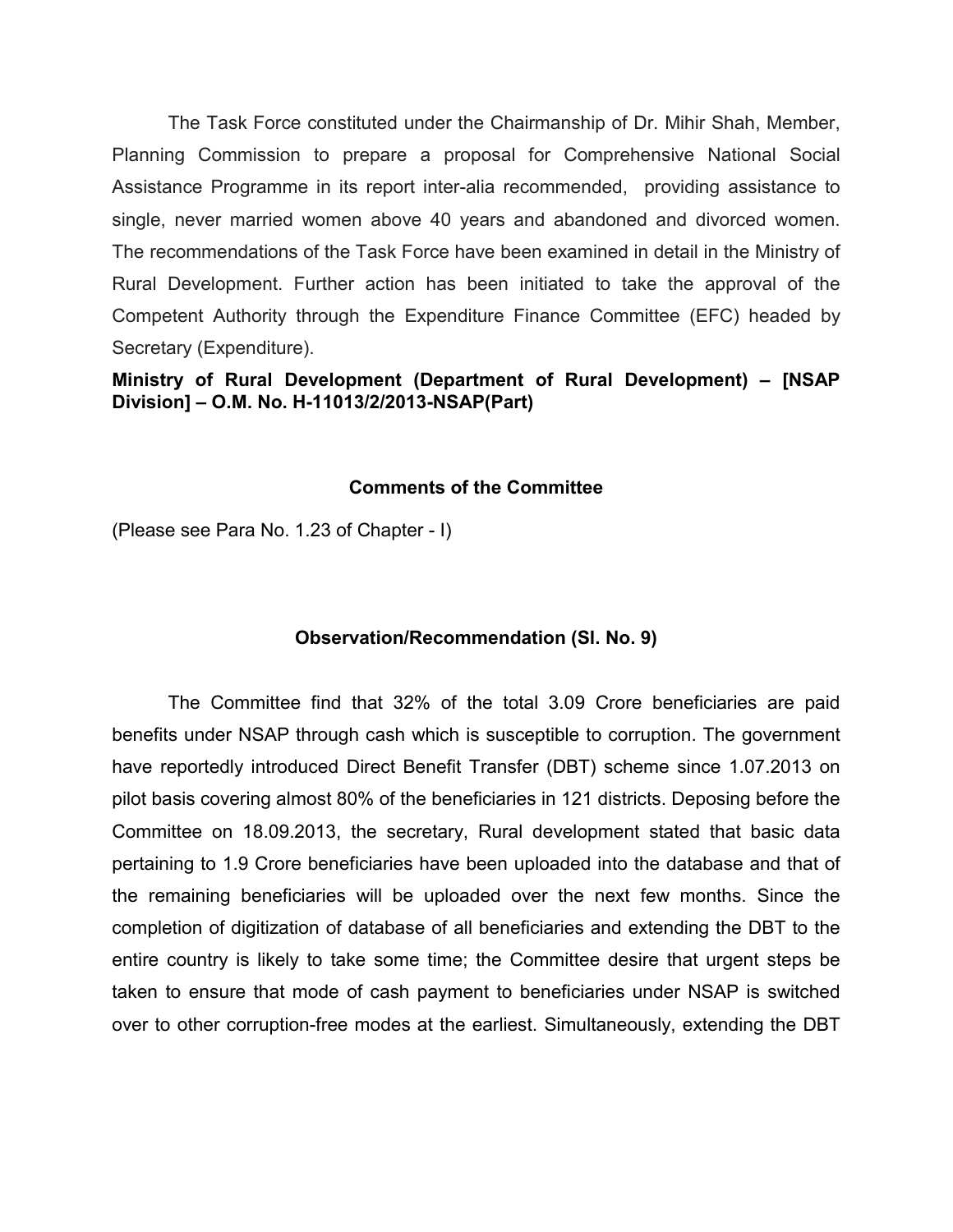The Task Force constituted under the Chairmanship of Dr. Mihir Shah, Member, Planning Commission to prepare a proposal for Comprehensive National Social Assistance Programme in its report inter-alia recommended, providing assistance to single, never married women above 40 years and abandoned and divorced women. The recommendations of the Task Force have been examined in detail in the Ministry of Rural Development. Further action has been initiated to take the approval of the Competent Authority through the Expenditure Finance Committee (EFC) headed by Secretary (Expenditure).

**Ministry of Rural Development (Department of Rural Development) – [NSAP Division] – O.M. No. H-11013/2/2013-NSAP(Part)**

### Comments of the Committee

(Please see Para No. 1.23 of Chapter - I)

### Observation/Recommendation (Sl. No. 9)

The Committee find that 32% of the total 3.09 Crore beneficiaries are paid benefits under NSAP through cash which is susceptible to corruption. The government have reportedly introduced Direct Benefit Transfer (DBT) scheme since 1.07.2013 on pilot basis covering almost 80% of the beneficiaries in 121 districts. Deposing before the Committee on 18.09.2013, the secretary, Rural development stated that basic data pertaining to 1.9 Crore beneficiaries have been uploaded into the database and that of the remaining beneficiaries will be uploaded over the next few months. Since the completion of digitization of database of all beneficiaries and extending the DBT to the entire country is likely to take some time; the Committee desire that urgent steps be taken to ensure that mode of cash payment to beneficiaries under NSAP is switched over to other corruption-free modes at the earliest. Simultaneously, extending the DBT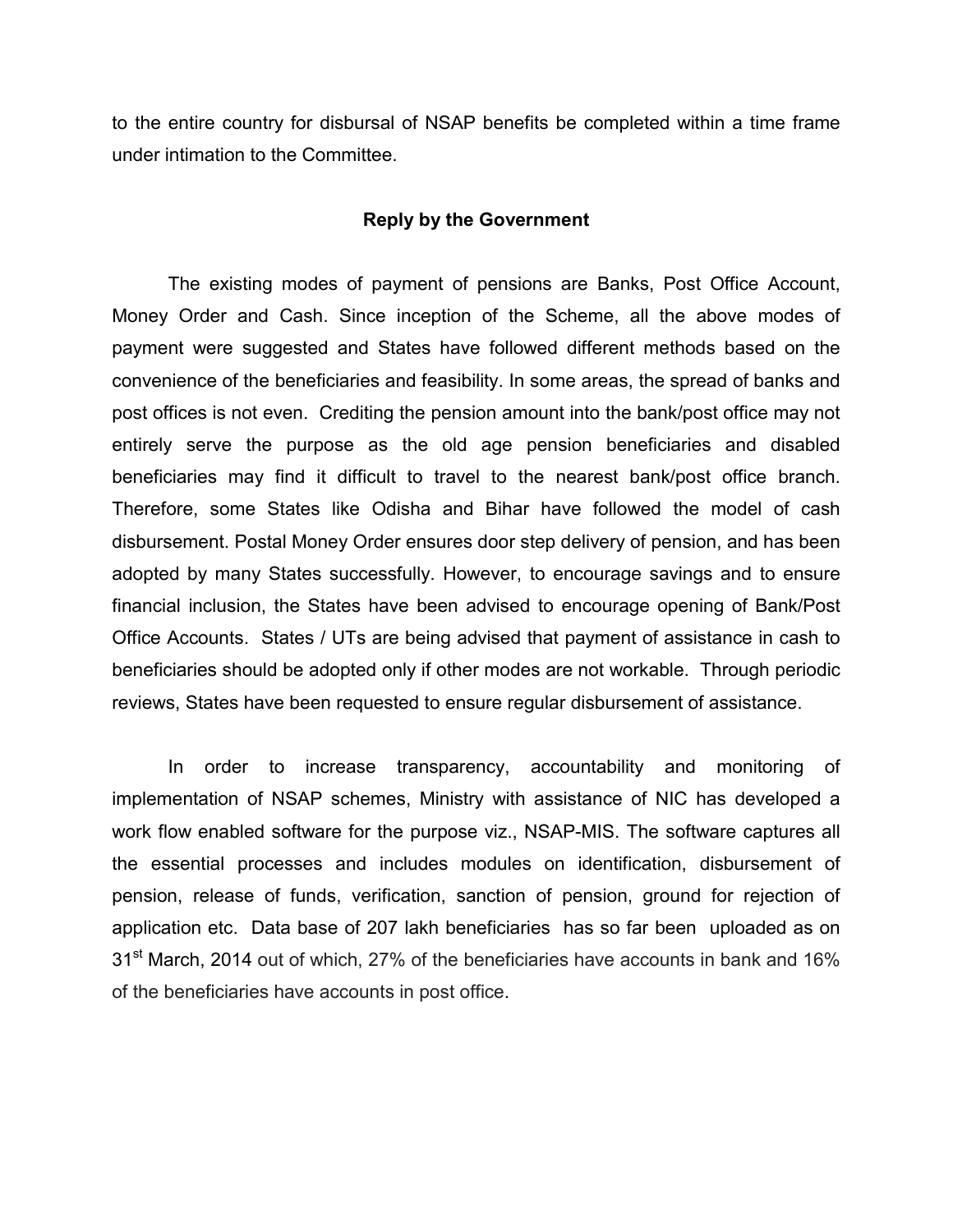to the entire country for disbursal of NSAP benefits be completed within a time frame under intimation to the Committee.

**Reply by the Government**

The existing modes of payment of pensions are Banks, Post Office Account, Money Order and Cash. Since inception of the Scheme, all the above modes of payment were suggested and States have followed different methods based on the convenience of the beneficiaries and feasibility. In some areas, the spread of banks and post offices is not even. Crediting the pension amount into the bank/post office may not entirely serve the purpose as the old age pension beneficiaries and disabled beneficiaries may find it difficult to travel to the nearest bank/post office branch. Therefore, some States like Odisha and Bihar have followed the model of cash disbursement. Postal Money Order ensures door step delivery of pension, and has been adopted by many States successfully. However, to encourage savings and to ensure financial inclusion, the States have been advised to encourage opening of Bank/Post Office Accounts. States / UTs are being advised that payment of assistance in cash to beneficiaries should be adopted only if other modes are not workable. Through periodic reviews, States have been requested to ensure regular disbursement of assistance.

In order to increase transparency, accountability and monitoring of implementation of NSAP schemes, Ministry with assistance of NIC has developed a work flow enabled software for the purpose viz., NSAP-MIS. The software captures all the essential processes and includes modules on identification, disbursement of pension, release of funds, verification, sanction of pension, ground for rejection of application etc. Data base of 207 lakh beneficiaries has so far been uploaded as on 31st March, 2014 out of which, 27% of the beneficiaries have accounts in bank and 16% of the beneficiaries have accounts in post office.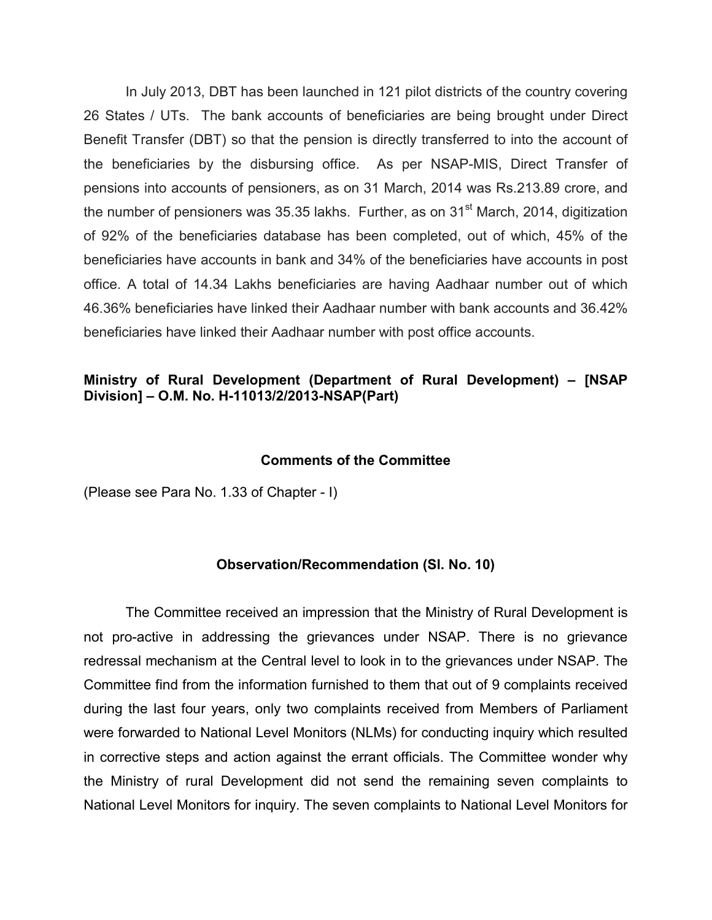In July 2013, DBT has been launched in 121 pilot districts of the country covering 26 States / UTs. The bank accounts of beneficiaries are being brought under Direct Benefit Transfer (DBT) so that the pension is directly transferred to into the account of the beneficiaries by the disbursing office. As per NSAP-MIS, Direct Transfer of pensions into accounts of pensioners, as on 31 March, 2014 was Rs.213.89 crore, and the number of pensioners was 35.35 lakhs. Further, as on 31st March, 2014, digitization of 92% of the beneficiaries database has been completed, out of which, 45% of the beneficiaries have accounts in bank and 34% of the beneficiaries have accounts in post office. A total of 14.34 Lakhs beneficiaries are having Aadhaar number out of which 46.36% beneficiaries have linked their Aadhaar number with bank accounts and 36.42% beneficiaries have linked their Aadhaar number with post office accounts.

**Ministry of Rural Development (Department of Rural Development) – [NSAP Division] – O.M. No. H-11013/2/2013-NSAP(Part)**

**Comments of the Committee**

(Please see Para No. 1.33 of Chapter - I)

**Observation/Recommendation (Sl. No. 10)**

The Committee received an impression that the Ministry of Rural Development is not pro-active in addressing the grievances under NSAP. There is no grievance redressal mechanism at the Central level to look in to the grievances under NSAP. The Committee find from the information furnished to them that out of 9 complaints received during the last four years, only two complaints received from Members of Parliament were forwarded to National Level Monitors (NLMs) for conducting inquiry which resulted in corrective steps and action against the errant officials. The Committee wonder why the Ministry of rural Development did not send the remaining seven complaints to National Level Monitors for inquiry. The seven complaints to National Level Monitors for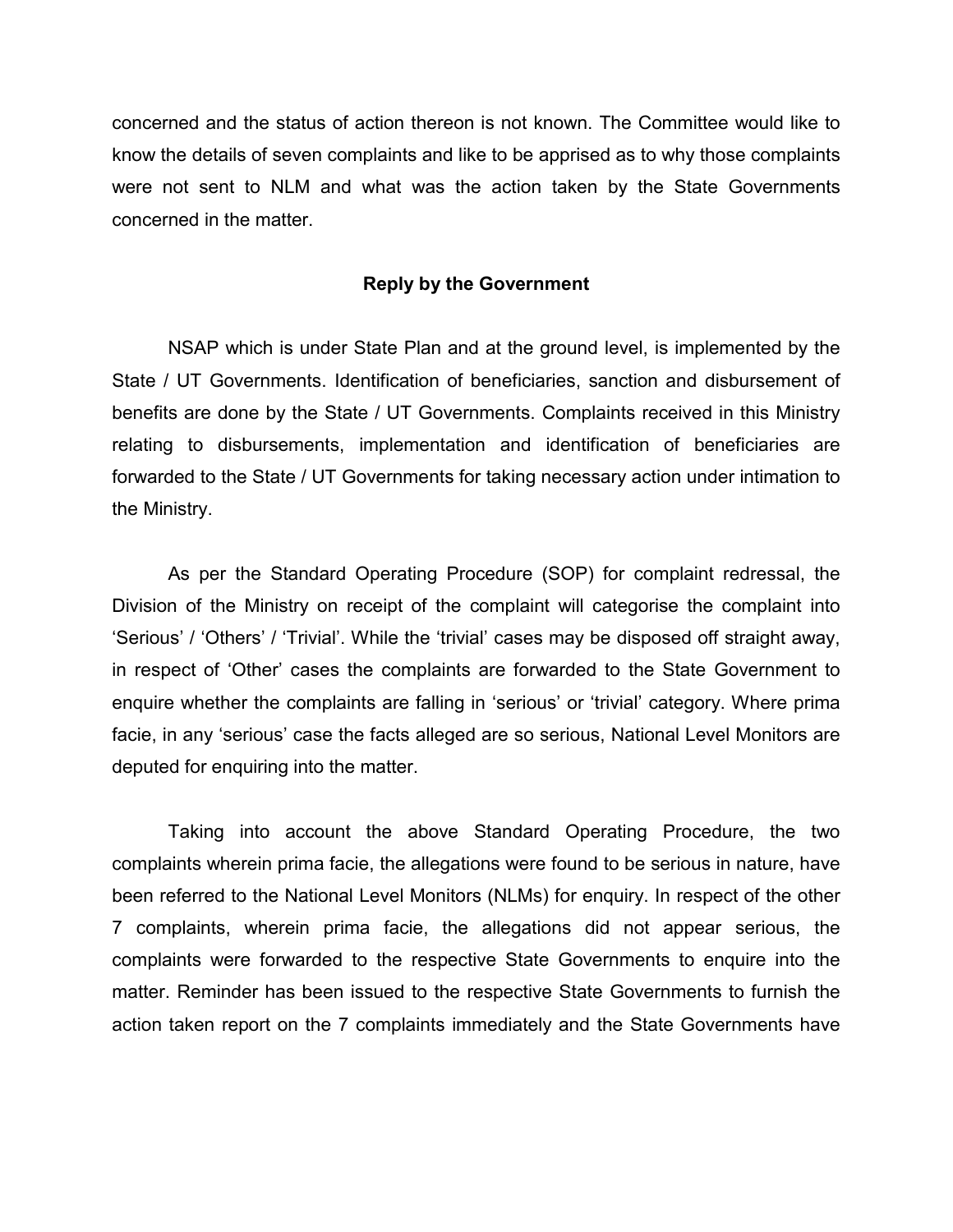concerned and the status of action thereon is not known. The Committee would like to know the details of seven complaints and like to be apprised as to why those complaints were not sent to NLM and what was the action taken by the State Governments concerned in the matter.

**Reply by the Government**

NSAP which is under State Plan and at the ground level, is implemented by the State / UT Governments. Identification of beneficiaries, sanction and disbursement of benefits are done by the State / UT Governments. Complaints received in this Ministry relating to disbursements, implementation and identification of beneficiaries are forwarded to the State / UT Governments for taking necessary action under intimation to the Ministry.

As per the Standard Operating Procedure (SOP) for complaint redressal, the Division of the Ministry on receipt of the complaint will categorise the complaint into 'Serious' / 'Others' / 'Trivial'. While the 'trivial' cases may be disposed off straight away, in respect of 'Other' cases the complaints are forwarded to the State Government to enquire whether the complaints are falling in 'serious' or 'trivial' category. Where prima facie, in any 'serious' case the facts alleged are so serious, National Level Monitors are deputed for enquiring into the matter.

Taking into account the above Standard Operating Procedure, the two complaints wherein prima facie, the allegations were found to be serious in nature, have been referred to the National Level Monitors (NLMs) for enquiry. In respect of the other 7 complaints, wherein prima facie, the allegations did not appear serious, the complaints were forwarded to the respective State Governments to enquire into the matter. Reminder has been issued to the respective State Governments to furnish the action taken report on the 7 complaints immediately and the State Governments have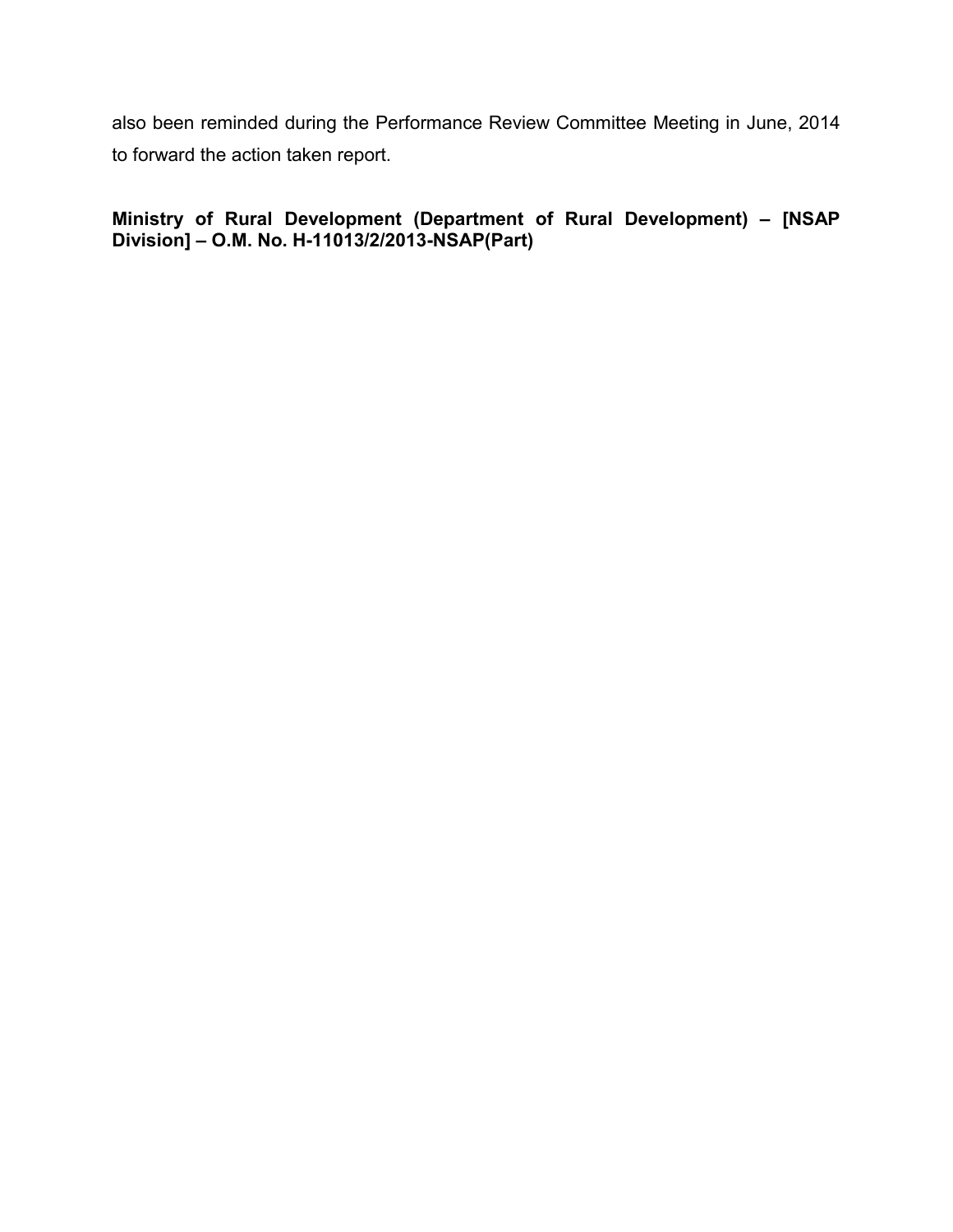also been reminded during the Performance Review Committee Meeting in June, 2014 to forward the action taken report.

**Ministry of Rural Development (Department of Rural Development) – [NSAP Division] – O.M. No. H-11013/2/2013-NSAP(Part)**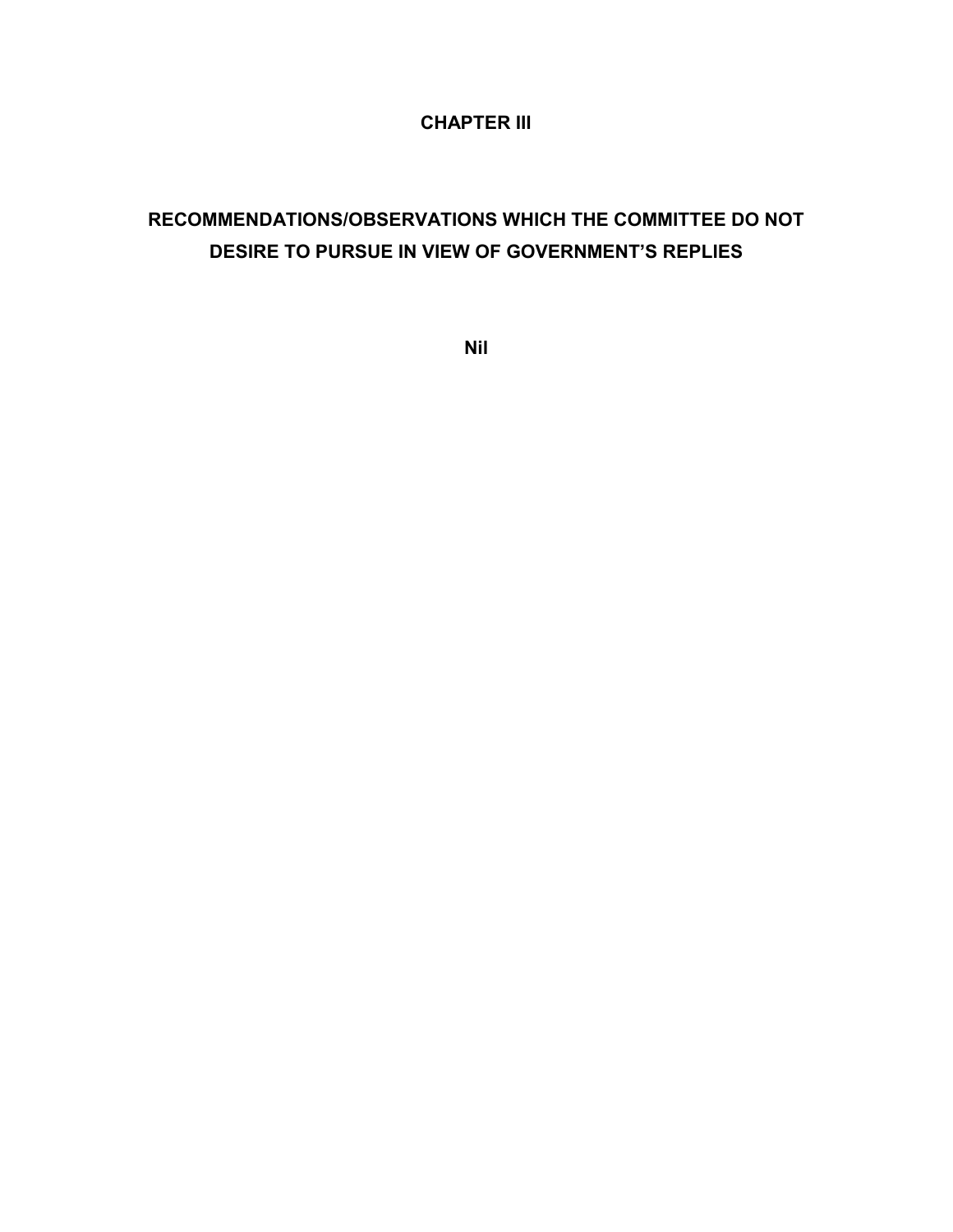# CHAPTER III

## RECOMMENDATIONS/OBSERVATIONS WHICH THE COMMITTEE DO NOT DESIRE TO PURSUE IN VIEW OF GOVERNMENT'S REPLIES

**Nil**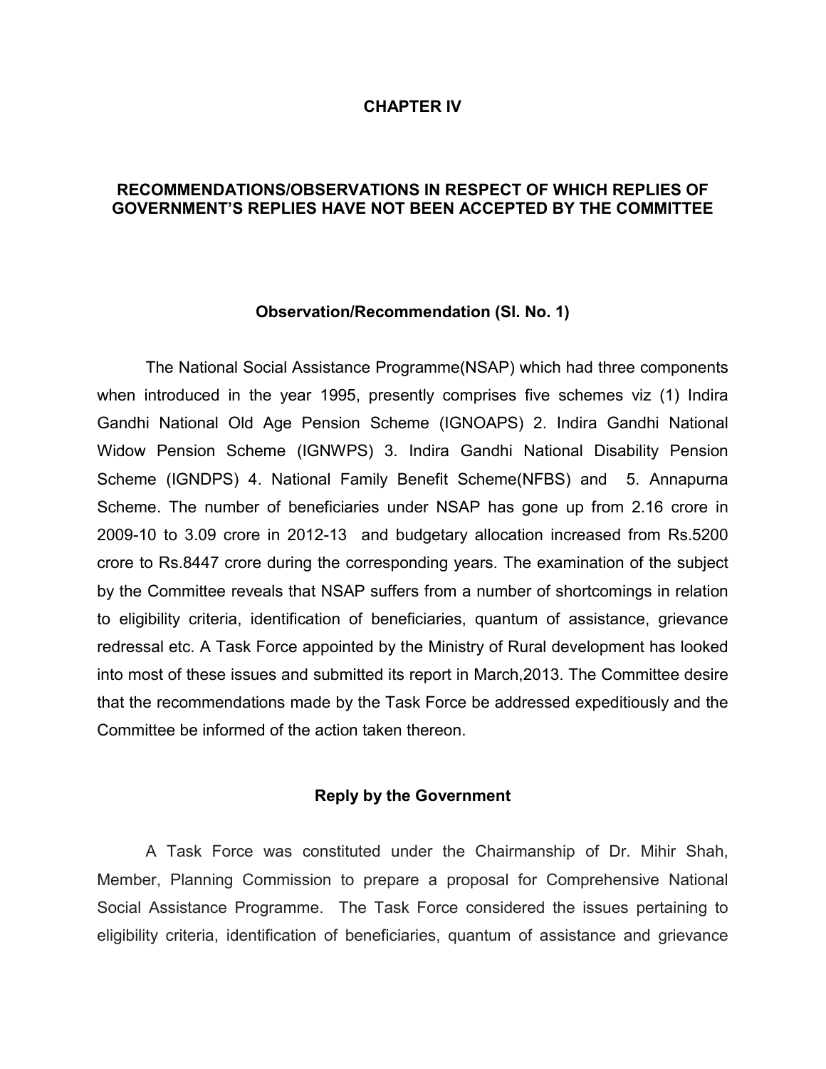# CHAPTER IV

## RECOMMENDATIONS/OBSERVATIONS IN RESPECT OF WHICH REPLIES OF GOVERNMENT'S REPLIES HAVE NOT BEEN ACCEPTED BY THE COMMITTEE

### Observation/Recommendation (Sl. No. 1)

The National Social Assistance Programme(NSAP) which had three components when introduced in the year 1995, presently comprises five schemes viz (1) Indira Gandhi National Old Age Pension Scheme (IGNOAPS) 2. Indira Gandhi National Widow Pension Scheme (IGNWPS) 3. Indira Gandhi National Disability Pension Scheme (IGNDPS) 4. National Family Benefit Scheme(NFBS) and 5. Annapurna Scheme. The number of beneficiaries under NSAP has gone up from 2.16 crore in 2009-10 to 3.09 crore in 2012-13 and budgetary allocation increased from Rs.5200 crore to Rs.8447 crore during the corresponding years. The examination of the subject by the Committee reveals that NSAP suffers from a number of shortcomings in relation to eligibility criteria, identification of beneficiaries, quantum of assistance, grievance redressal etc. A Task Force appointed by the Ministry of Rural development has looked into most of these issues and submitted its report in March,2013. The Committee desire that the recommendations made by the Task Force be addressed expeditiously and the Committee be informed of the action taken thereon.

### Reply by the Government

A Task Force was constituted under the Chairmanship of Dr. Mihir Shah, Member, Planning Commission to prepare a proposal for Comprehensive National Social Assistance Programme. The Task Force considered the issues pertaining to eligibility criteria, identification of beneficiaries, quantum of assistance and grievance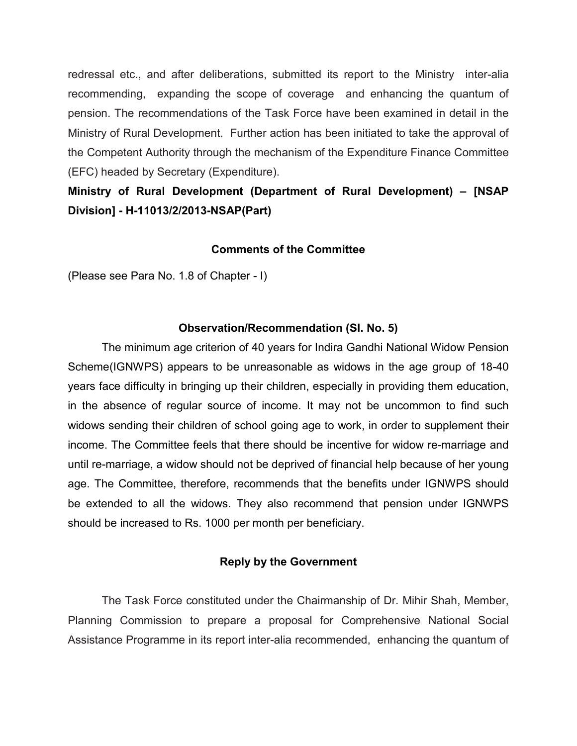redressal etc., and after deliberations, submitted its report to the Ministry inter-alia recommending, expanding the scope of coverage and enhancing the quantum of pension. The recommendations of the Task Force have been examined in detail in the Ministry of Rural Development. Further action has been initiated to take the approval of the Competent Authority through the mechanism of the Expenditure Finance Committee (EFC) headed by Secretary (Expenditure).

**Ministry of Rural Development (Department of Rural Development) – [NSAP Division] - H-11013/2/2013-NSAP(Part)**

### Comments of the Committee

(Please see Para No. 1.8 of Chapter - I)

### Observation/Recommendation (Sl. No. 5)

The minimum age criterion of 40 years for Indira Gandhi National Widow Pension Scheme(IGNWPS) appears to be unreasonable as widows in the age group of 18-40 years face difficulty in bringing up their children, especially in providing them education, in the absence of regular source of income. It may not be uncommon to find such widows sending their children of school going age to work, in order to supplement their income. The Committee feels that there should be incentive for widow re-marriage and until re-marriage, a widow should not be deprived of financial help because of her young age. The Committee, therefore, recommends that the benefits under IGNWPS should be extended to all the widows. They also recommend that pension under IGNWPS should be increased to Rs. 1000 per month per beneficiary.

### Reply by the Government

The Task Force constituted under the Chairmanship of Dr. Mihir Shah, Member, Planning Commission to prepare a proposal for Comprehensive National Social Assistance Programme in its report inter-alia recommended, enhancing the quantum of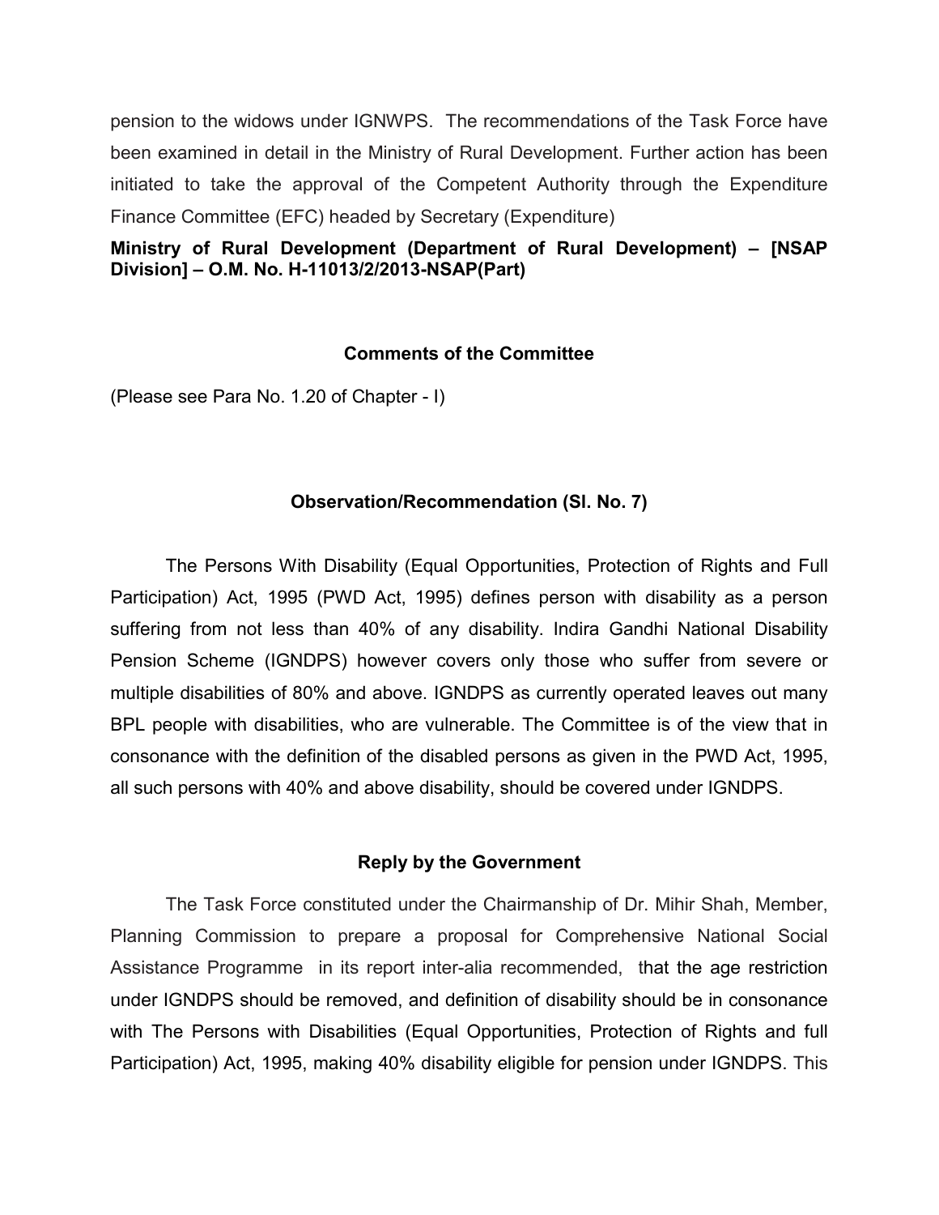pension to the widows under IGNWPS. The recommendations of the Task Force have been examined in detail in the Ministry of Rural Development. Further action has been initiated to take the approval of the Competent Authority through the Expenditure Finance Committee (EFC) headed by Secretary (Expenditure)

**Ministry of Rural Development (Department of Rural Development) – [NSAP Division] – O.M. No. H-11013/2/2013-NSAP(Part)**

### Comments of the Committee

(Please see Para No. 1.20 of Chapter - I)

### Observation/Recommendation (Sl. No. 7)

The Persons With Disability (Equal Opportunities, Protection of Rights and Full Participation) Act, 1995 (PWD Act, 1995) defines person with disability as a person suffering from not less than 40% of any disability. Indira Gandhi National Disability Pension Scheme (IGNDPS) however covers only those who suffer from severe or multiple disabilities of 80% and above. IGNDPS as currently operated leaves out many BPL people with disabilities, who are vulnerable. The Committee is of the view that in consonance with the definition of the disabled persons as given in the PWD Act, 1995, all such persons with 40% and above disability, should be covered under IGNDPS.

### Reply by the Government

The Task Force constituted under the Chairmanship of Dr. Mihir Shah, Member, Planning Commission to prepare a proposal for Comprehensive National Social Assistance Programme in its report inter-alia recommended, that the age restriction under IGNDPS should be removed, and definition of disability should be in consonance with The Persons with Disabilities (Equal Opportunities, Protection of Rights and full Participation) Act, 1995, making 40% disability eligible for pension under IGNDPS. This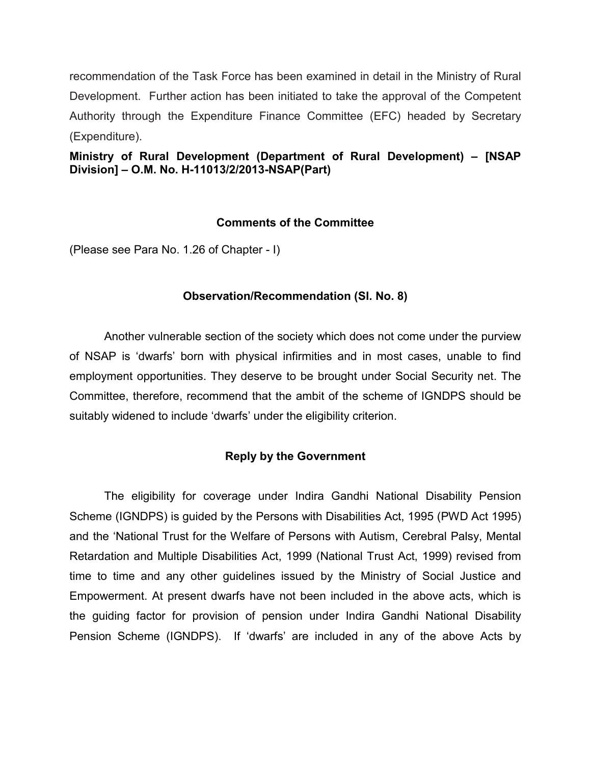recommendation of the Task Force has been examined in detail in the Ministry of Rural Development. Further action has been initiated to take the approval of the Competent Authority through the Expenditure Finance Committee (EFC) headed by Secretary (Expenditure).

**Ministry of Rural Development (Department of Rural Development) – [NSAP Division] – O.M. No. H-11013/2/2013-NSAP(Part)**

### Comments of the Committee

(Please see Para No. 1.26 of Chapter - I)

### Observation/Recommendation (Sl. No. 8)

Another vulnerable section of the society which does not come under the purview of NSAP is 'dwarfs' born with physical infirmities and in most cases, unable to find employment opportunities. They deserve to be brought under Social Security net. The Committee, therefore, recommend that the ambit of the scheme of IGNDPS should be suitably widened to include 'dwarfs' under the eligibility criterion.

### Reply by the Government

The eligibility for coverage under Indira Gandhi National Disability Pension Scheme (IGNDPS) is guided by the Persons with Disabilities Act, 1995 (PWD Act 1995) and the 'National Trust for the Welfare of Persons with Autism, Cerebral Palsy, Mental Retardation and Multiple Disabilities Act, 1999 (National Trust Act, 1999) revised from time to time and any other guidelines issued by the Ministry of Social Justice and Empowerment. At present dwarfs have not been included in the above acts, which is the guiding factor for provision of pension under Indira Gandhi National Disability Pension Scheme (IGNDPS). If 'dwarfs' are included in any of the above Acts by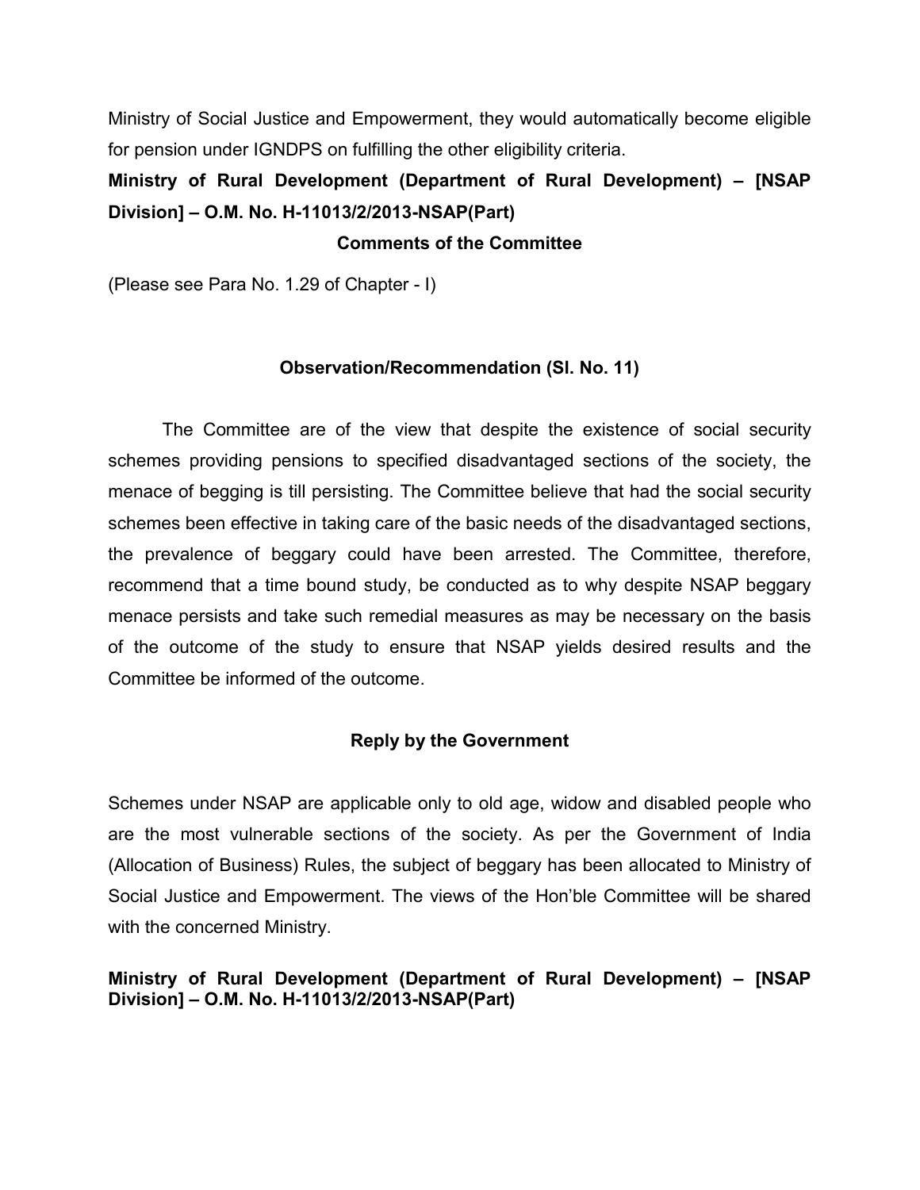Ministry of Social Justice and Empowerment, they would automatically become eligible for pension under IGNDPS on fulfilling the other eligibility criteria.

**Ministry of Rural Development (Department of Rural Development) – [NSAP Division] – O.M. No. H-11013/2/2013-NSAP(Part)**

**Comments of the Committee**

(Please see Para No. 1.29 of Chapter - I)

**Observation/Recommendation (Sl. No. 11)**

The Committee are of the view that despite the existence of social security schemes providing pensions to specified disadvantaged sections of the society, the menace of begging is till persisting. The Committee believe that had the social security schemes been effective in taking care of the basic needs of the disadvantaged sections, the prevalence of beggary could have been arrested. The Committee, therefore, recommend that a time bound study, be conducted as to why despite NSAP beggary menace persists and take such remedial measures as may be necessary on the basis of the outcome of the study to ensure that NSAP yields desired results and the Committee be informed of the outcome.

**Reply by the Government**

Schemes under NSAP are applicable only to old age, widow and disabled people who are the most vulnerable sections of the society. As per the Government of India (Allocation of Business) Rules, the subject of beggary has been allocated to Ministry of Social Justice and Empowerment. The views of the Hon'ble Committee will be shared with the concerned Ministry.

**Ministry of Rural Development (Department of Rural Development) – [NSAP Division] – O.M. No. H-11013/2/2013-NSAP(Part)**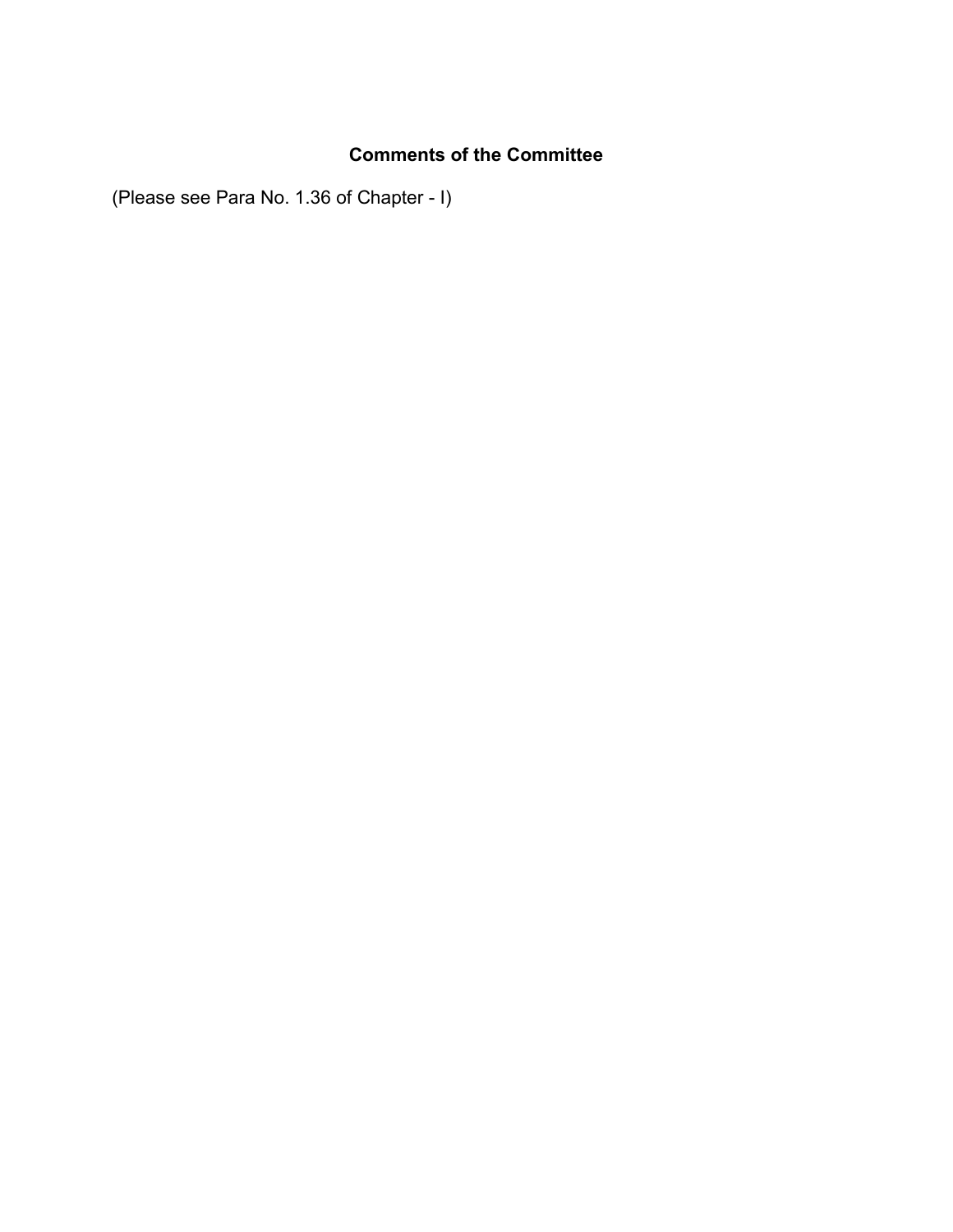## Comments of the Committee

(Please see Para No. 1.36 of Chapter - I)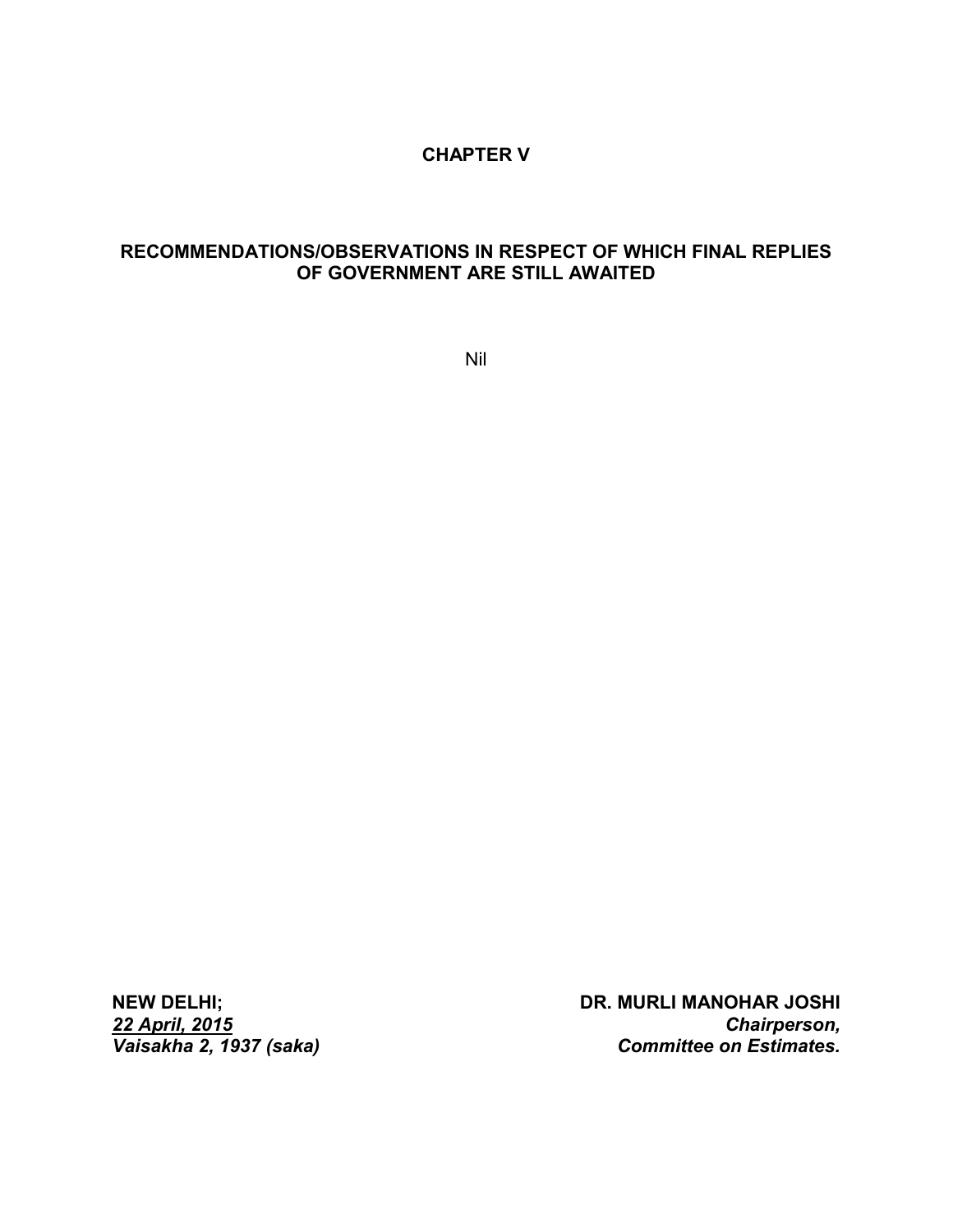# CHAPTER V

## RECOMMENDATIONS/OBSERVATIONS IN RESPECT OF WHICH FINAL REPLIES OF GOVERNMENT ARE STILL AWAITED

Nil

**NEW DELHI;**
***22 April, 2015***
***Vaisakha 2, 1937 (saka)***

**DR. MURLI MANOHAR JOSHI**
***Chairperson,***
***Committee on Estimates.***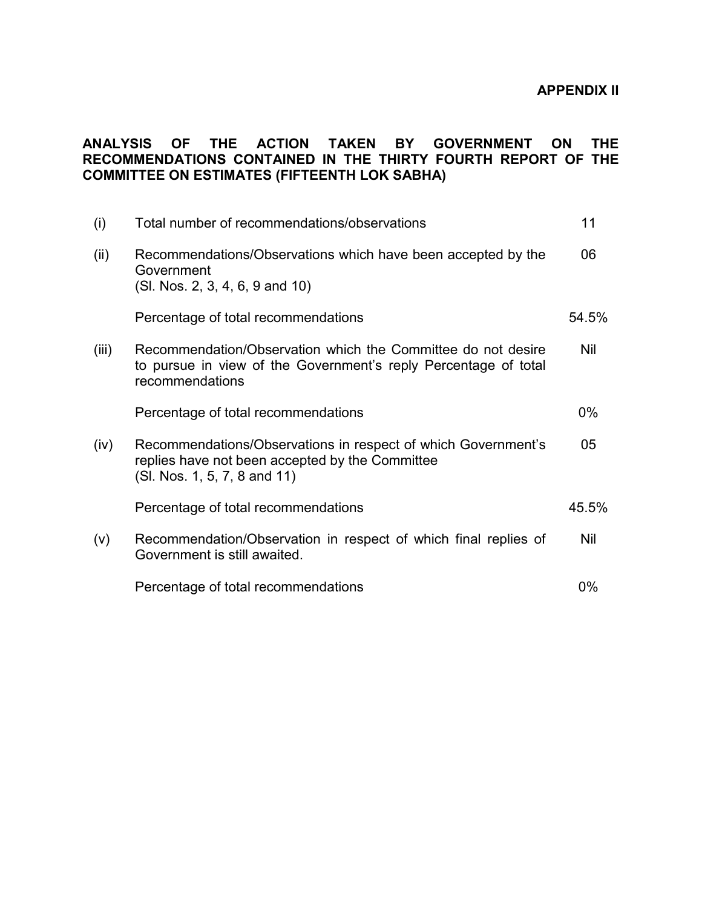**APPENDIX II**

**ANALYSIS OF THE ACTION TAKEN BY GOVERNMENT ON THE RECOMMENDATIONS CONTAINED IN THE THIRTY FOURTH REPORT OF THE COMMITTEE ON ESTIMATES (FIFTEENTH LOK SABHA)**

| | | |
|---|---|---|
| (i) | Total number of recommendations/observations | 11 |
| (ii) | Recommendations/Observations which have been accepted by the Government (Sl. Nos. 2, 3, 4, 6, 9 and 10) | 06 |
| | Percentage of total recommendations | 54.5% |
| (iii) | Recommendation/Observation which the Committee do not desire to pursue in view of the Government's reply Percentage of total recommendations | Nil |
| | Percentage of total recommendations | 0% |
| (iv) | Recommendations/Observations in respect of which Government's replies have not been accepted by the Committee (Sl. Nos. 1, 5, 7, 8 and 11) | 05 |
| | Percentage of total recommendations | 45.5% |
| (v) | Recommendation/Observation in respect of which final replies of Government is still awaited. | Nil |
| | Percentage of total recommendations | 0% |